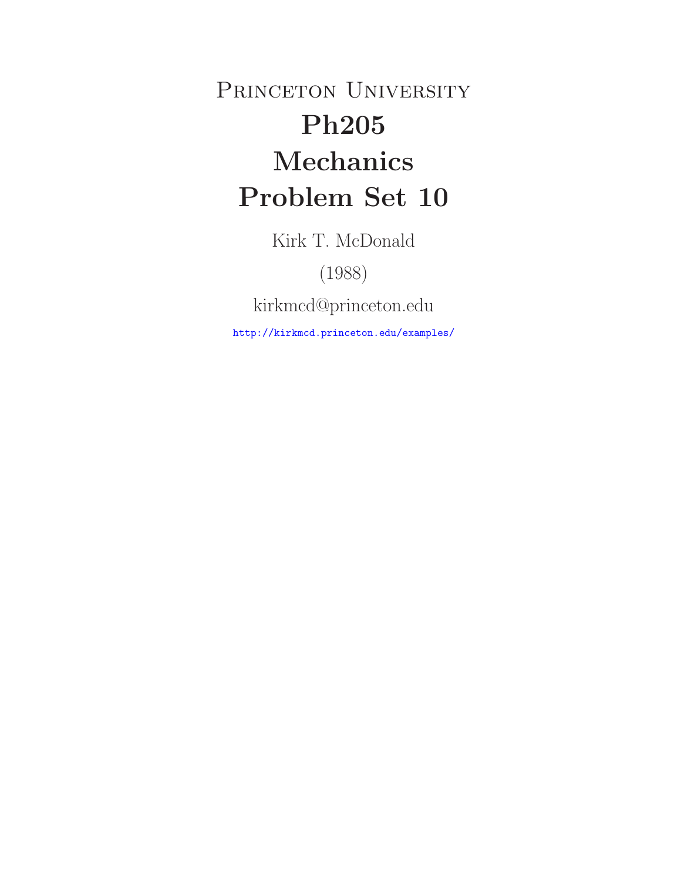# Princeton University
# Ph205
# Mechanics
# Problem Set 10

Kirk T. McDonald

(1988)

kirkmcd@princeton.edu

http://kirkmcd.princeton.edu/examples/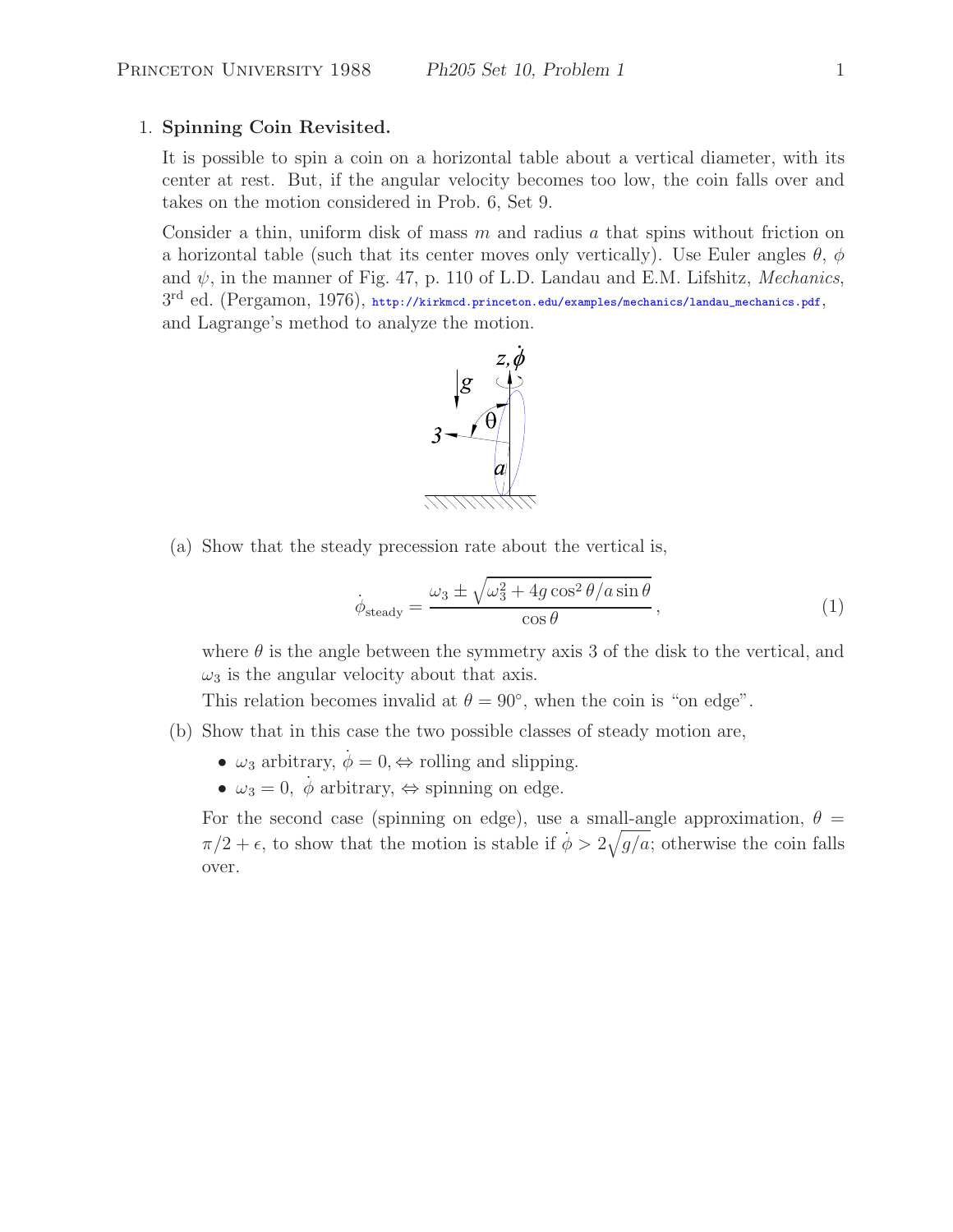1. **Spinning Coin Revisited.**

   It is possible to spin a coin on a horizontal table about a vertical diameter, with its center at rest. But, if the angular velocity becomes too low, the coin falls over and takes on the motion considered in Prob. 6, Set 9.

   Consider a thin, uniform disk of mass $m$ and radius $a$ that spins without friction on a horizontal table (such that its center moves only vertically). Use Euler angles $\theta$, $\phi$ and $\psi$, in the manner of Fig. 47, p. 110 of L.D. Landau and E.M. Lifshitz, *Mechanics*, 3rd ed. (Pergamon, 1976), http://kirkmcd.princeton.edu/examples/mechanics/landau_mechanics.pdf, and Lagrange's method to analyze the motion.

   (a) Show that the steady precession rate about the vertical is,

   $$\dot{\phi}_{\text{steady}} = \frac{\omega_3 \pm \sqrt{\omega_3^2 + 4g\cos^2\theta / a\sin\theta}}{\cos\theta}, \tag{1}$$

   where $\theta$ is the angle between the symmetry axis 3 of the disk to the vertical, and $\omega_3$ is the angular velocity about that axis.

   This relation becomes invalid at $\theta = 90°$, when the coin is "on edge".

   (b) Show that in this case the two possible classes of steady motion are,

   - $\omega_3$ arbitrary, $\dot{\phi} = 0, \Leftrightarrow$ rolling and slipping.
   - $\omega_3 = 0,\ \dot{\phi}$ arbitrary, $\Leftrightarrow$ spinning on edge.

   For the second case (spinning on edge), use a small-angle approximation, $\theta = \pi/2 + \epsilon$, to show that the motion is stable if $\dot{\phi} > 2\sqrt{g/a}$; otherwise the coin falls over.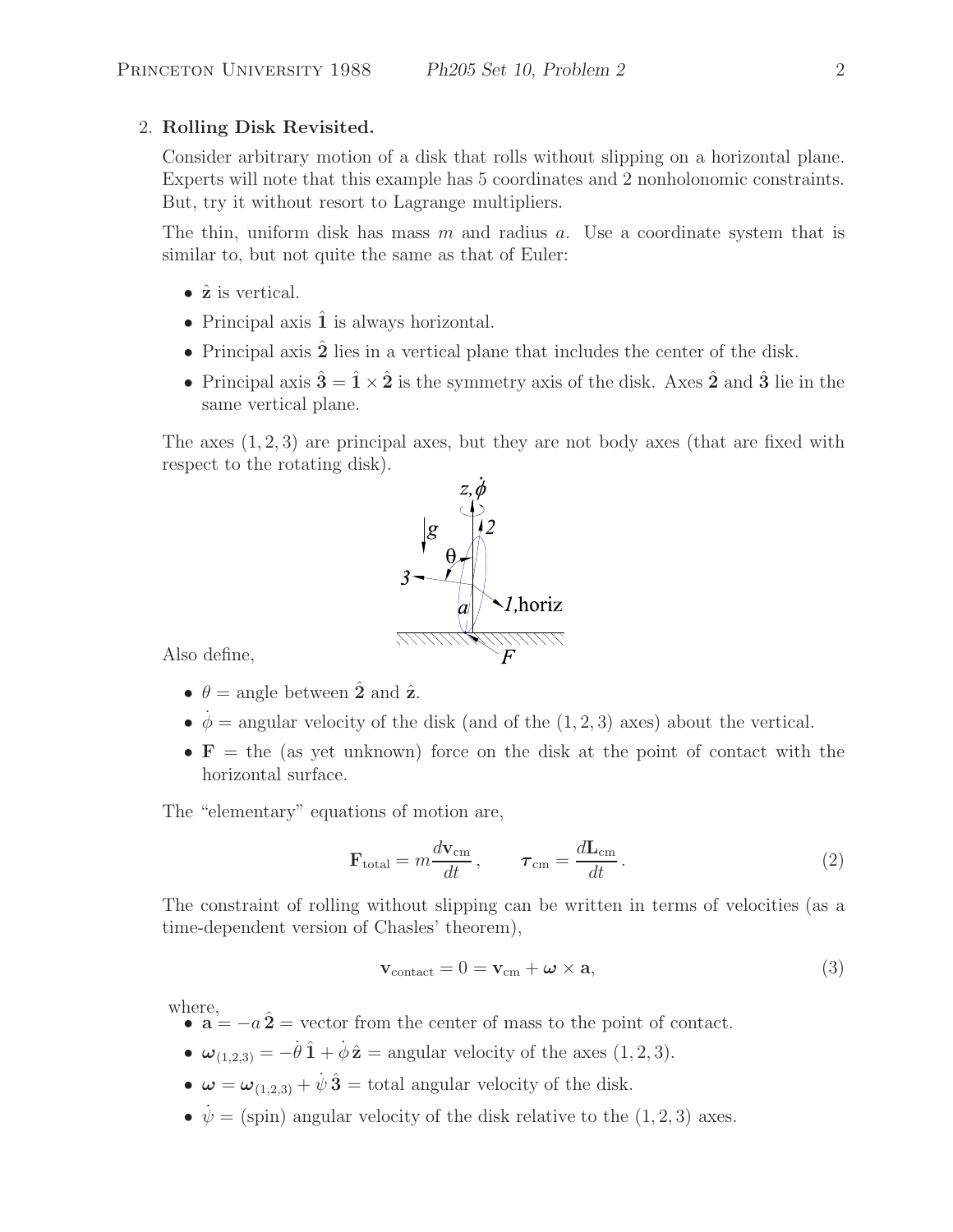2. **Rolling Disk Revisited.**

Consider arbitrary motion of a disk that rolls without slipping on a horizontal plane. Experts will note that this example has 5 coordinates and 2 nonholonomic constraints. But, try it without resort to Lagrange multipliers.

The thin, uniform disk has mass $m$ and radius $a$. Use a coordinate system that is similar to, but not quite the same as that of Euler:

- $\hat{\mathbf{z}}$ is vertical.
- Principal axis $\hat{\mathbf{1}}$ is always horizontal.
- Principal axis $\hat{\mathbf{2}}$ lies in a vertical plane that includes the center of the disk.
- Principal axis $\hat{\mathbf{3}} = \hat{\mathbf{1}} \times \hat{\mathbf{2}}$ is the symmetry axis of the disk. Axes $\hat{\mathbf{2}}$ and $\hat{\mathbf{3}}$ lie in the same vertical plane.

The axes $(1, 2, 3)$ are principal axes, but they are not body axes (that are fixed with respect to the rotating disk).

Also define,

- $\theta$ = angle between $\hat{\mathbf{2}}$ and $\hat{\mathbf{z}}$.
- $\dot{\phi}$ = angular velocity of the disk (and of the $(1, 2, 3)$ axes) about the vertical.
- $\mathbf{F}$ = the (as yet unknown) force on the disk at the point of contact with the horizontal surface.

The "elementary" equations of motion are,

$$\mathbf{F}_{\text{total}} = m\frac{d\mathbf{v}_{\text{cm}}}{dt}, \qquad \boldsymbol{\tau}_{\text{cm}} = \frac{d\mathbf{L}_{\text{cm}}}{dt}. \tag{2}$$

The constraint of rolling without slipping can be written in terms of velocities (as a time-dependent version of Chasles' theorem),

$$\mathbf{v}_{\text{contact}} = 0 = \mathbf{v}_{\text{cm}} + \boldsymbol{\omega} \times \mathbf{a}, \tag{3}$$

where,

- $\mathbf{a} = -a\,\hat{\mathbf{2}}$ = vector from the center of mass to the point of contact.
- $\boldsymbol{\omega}_{(1,2,3)} = -\dot{\theta}\,\hat{\mathbf{1}} + \dot{\phi}\,\hat{\mathbf{z}}$ = angular velocity of the axes $(1, 2, 3)$.
- $\boldsymbol{\omega} = \boldsymbol{\omega}_{(1,2,3)} + \dot{\psi}\,\hat{\mathbf{3}}$ = total angular velocity of the disk.
- $\dot{\psi}$ = (spin) angular velocity of the disk relative to the $(1, 2, 3)$ axes.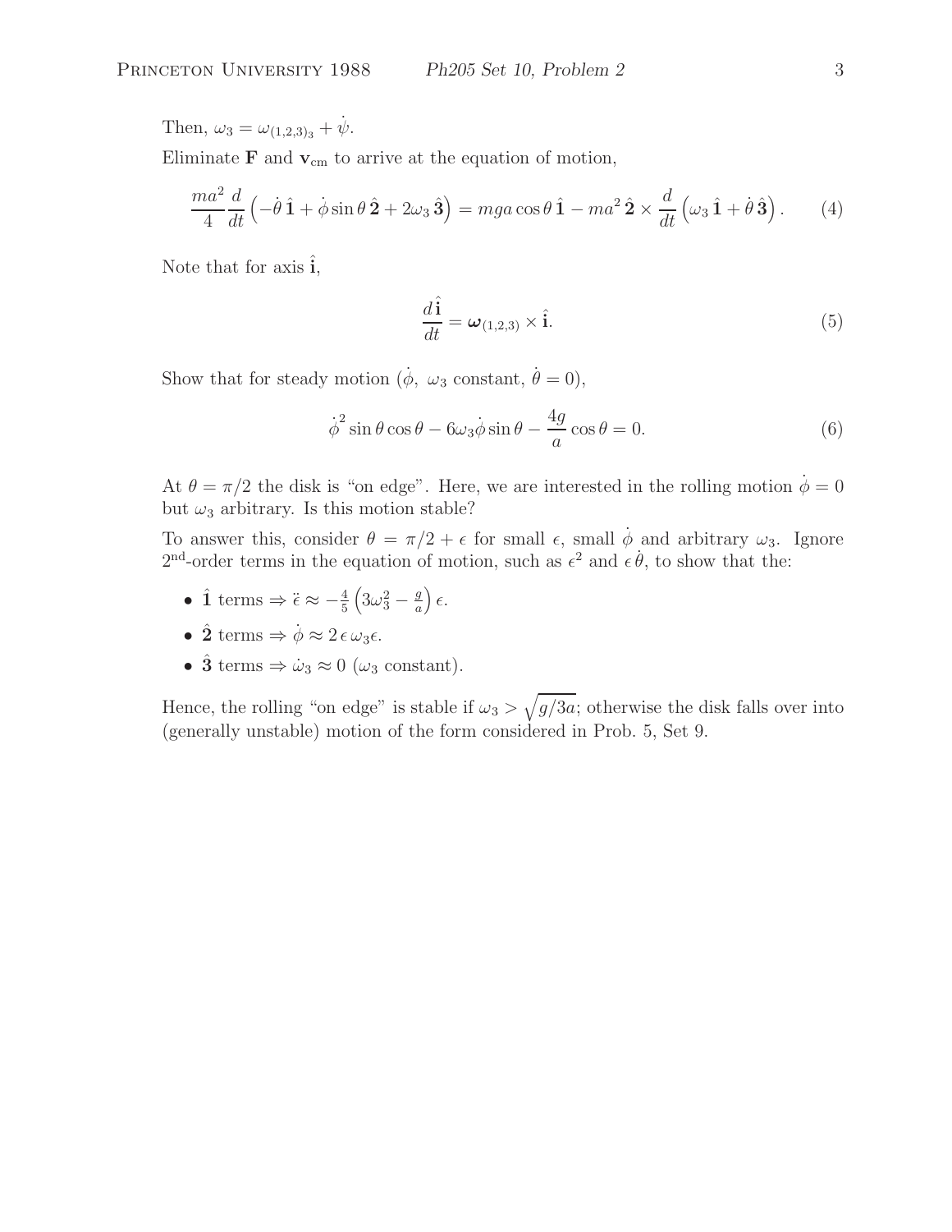Then, $\omega_3 = \omega_{(1,2,3)_3} + \dot{\psi}$.

Eliminate $\mathbf{F}$ and $\mathbf{v}_{\rm cm}$ to arrive at the equation of motion,

$$\frac{ma^2}{4}\frac{d}{dt}\left(-\dot{\theta}\,\hat{\mathbf{1}} + \dot{\phi}\sin\theta\,\hat{\mathbf{2}} + 2\omega_3\,\hat{\mathbf{3}}\right) = mga\cos\theta\,\hat{\mathbf{1}} - ma^2\,\hat{\mathbf{2}} \times \frac{d}{dt}\left(\omega_3\,\hat{\mathbf{1}} + \dot{\theta}\,\hat{\mathbf{3}}\right). \tag{4}$$

Note that for axis $\hat{\mathbf{i}}$,

$$\frac{d\hat{\mathbf{i}}}{dt} = \boldsymbol{\omega}_{(1,2,3)} \times \hat{\mathbf{i}}. \tag{5}$$

Show that for steady motion ($\dot{\phi}$, $\omega_3$ constant, $\dot{\theta} = 0$),

$$\dot{\phi}^2 \sin\theta\cos\theta - 6\omega_3\dot{\phi}\sin\theta - \frac{4g}{a}\cos\theta = 0. \tag{6}$$

At $\theta = \pi/2$ the disk is "on edge". Here, we are interested in the rolling motion $\dot{\phi} = 0$ but $\omega_3$ arbitrary. Is this motion stable?

To answer this, consider $\theta = \pi/2 + \epsilon$ for small $\epsilon$, small $\dot{\phi}$ and arbitrary $\omega_3$. Ignore 2nd-order terms in the equation of motion, such as $\epsilon^2$ and $\epsilon\,\dot{\theta}$, to show that the:

- $\hat{\mathbf{1}}$ terms $\Rightarrow \ddot{\epsilon} \approx -\frac{4}{5}\left(3\omega_3^2 - \frac{g}{a}\right)\epsilon$.
- $\hat{\mathbf{2}}$ terms $\Rightarrow \dot{\phi} \approx 2\,\epsilon\,\omega_3\epsilon$.
- $\hat{\mathbf{3}}$ terms $\Rightarrow \dot{\omega}_3 \approx 0$ ($\omega_3$ constant).

Hence, the rolling "on edge" is stable if $\omega_3 > \sqrt{g/3a}$; otherwise the disk falls over into (generally unstable) motion of the form considered in Prob. 5, Set 9.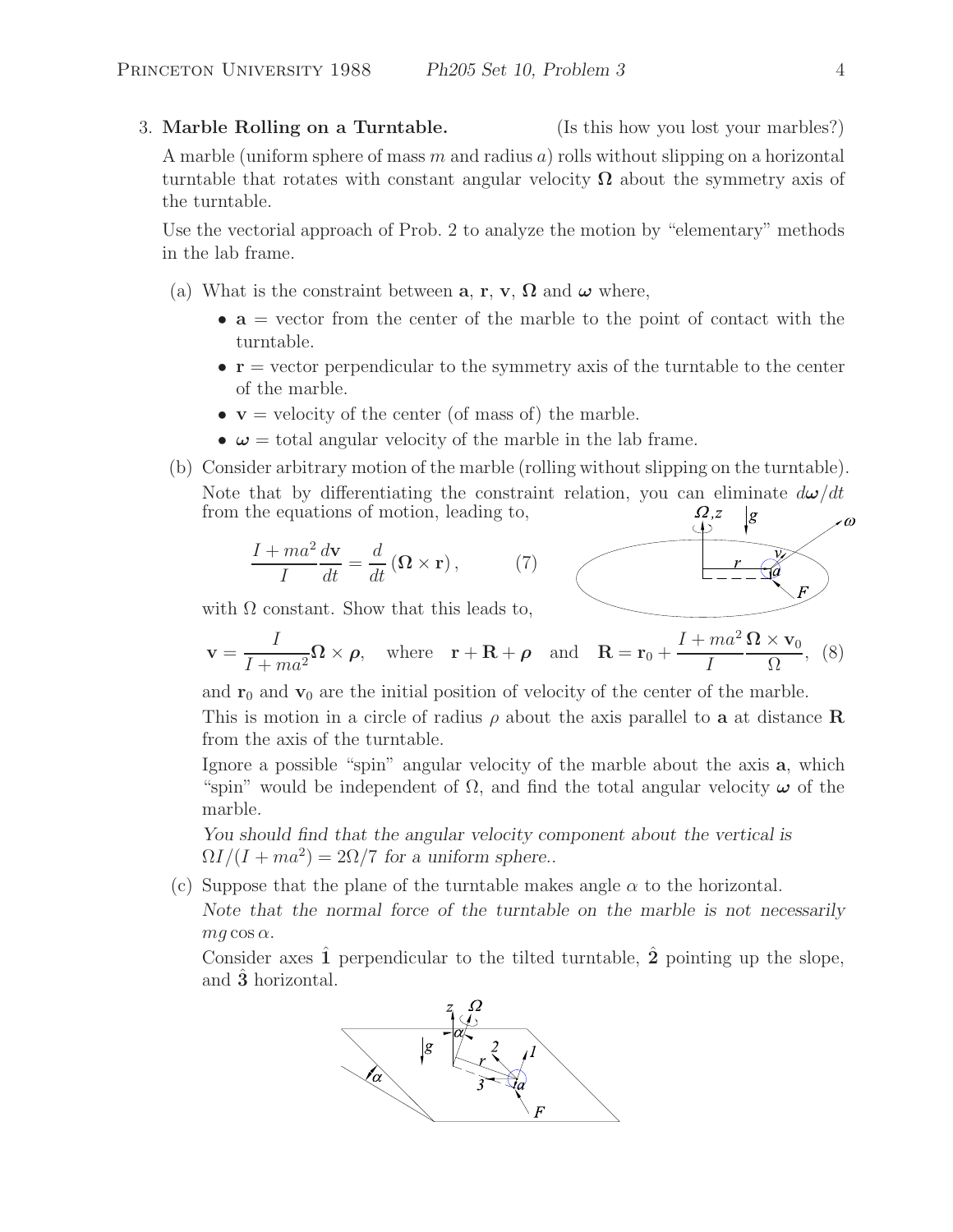3. **Marble Rolling on a Turntable.** (Is this how you lost your marbles?)

A marble (uniform sphere of mass $m$ and radius $a$) rolls without slipping on a horizontal turntable that rotates with constant angular velocity $\mathbf{\Omega}$ about the symmetry axis of the turntable.

Use the vectorial approach of Prob. 2 to analyze the motion by "elementary" methods in the lab frame.

(a) What is the constraint between $\mathbf{a}$, $\mathbf{r}$, $\mathbf{v}$, $\mathbf{\Omega}$ and $\boldsymbol{\omega}$ where,

- $\mathbf{a}$ = vector from the center of the marble to the point of contact with the turntable.
- $\mathbf{r}$ = vector perpendicular to the symmetry axis of the turntable to the center of the marble.
- $\mathbf{v}$ = velocity of the center (of mass of) the marble.
- $\boldsymbol{\omega}$ = total angular velocity of the marble in the lab frame.

(b) Consider arbitrary motion of the marble (rolling without slipping on the turntable). Note that by differentiating the constraint relation, you can eliminate $d\boldsymbol{\omega}/dt$ from the equations of motion, leading to,

$$\frac{I + ma^2}{I}\frac{d\mathbf{v}}{dt} = \frac{d}{dt}(\mathbf{\Omega} \times \mathbf{r}), \qquad (7)$$

with $\Omega$ constant. Show that this leads to,

$$\mathbf{v} = \frac{I}{I + ma^2}\mathbf{\Omega} \times \boldsymbol{\rho}, \quad \text{where} \quad \mathbf{r} + \mathbf{R} + \boldsymbol{\rho} \quad \text{and} \quad \mathbf{R} = \mathbf{r}_0 + \frac{I + ma^2}{I}\frac{\mathbf{\Omega} \times \mathbf{v}_0}{\Omega}, \quad (8)$$

and $\mathbf{r}_0$ and $\mathbf{v}_0$ are the initial position of velocity of the center of the marble.

This is motion in a circle of radius $\rho$ about the axis parallel to $\mathbf{a}$ at distance $\mathbf{R}$ from the axis of the turntable.

Ignore a possible "spin" angular velocity of the marble about the axis $\mathbf{a}$, which "spin" would be independent of $\Omega$, and find the total angular velocity $\boldsymbol{\omega}$ of the marble.

*You should find that the angular velocity component about the vertical is* $\Omega I/(I + ma^2) = 2\Omega/7$ *for a uniform sphere..*

(c) Suppose that the plane of the turntable makes angle $\alpha$ to the horizontal.

*Note that the normal force of the turntable on the marble is not necessarily* $mg\cos\alpha$.

Consider axes $\hat{\mathbf{1}}$ perpendicular to the tilted turntable, $\hat{\mathbf{2}}$ pointing up the slope, and $\hat{\mathbf{3}}$ horizontal.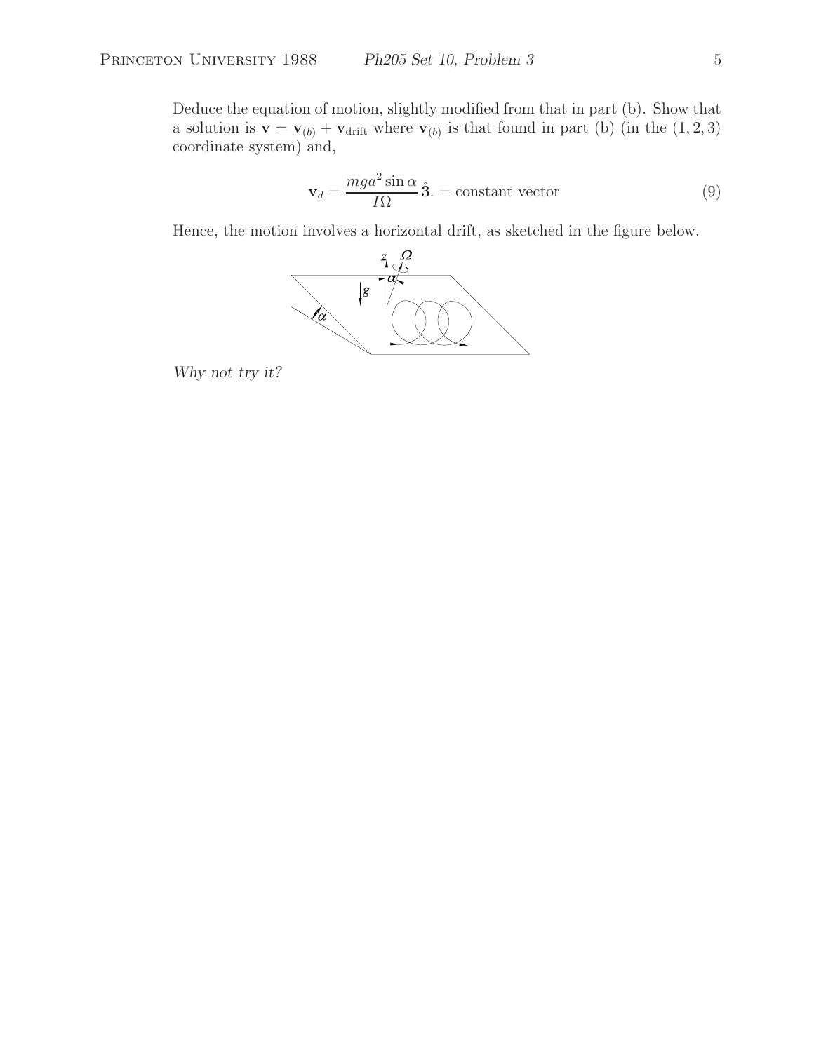Deduce the equation of motion, slightly modified from that in part (b). Show that a solution is $\mathbf{v} = \mathbf{v}_{(b)} + \mathbf{v}_{\rm drift}$ where $\mathbf{v}_{(b)}$ is that found in part (b) (in the $(1, 2, 3)$ coordinate system) and,

$$\mathbf{v}_d = \frac{mga^2 \sin\alpha}{I\Omega}\,\hat{\mathbf{3}}. = \text{constant vector} \tag{9}$$

Hence, the motion involves a horizontal drift, as sketched in the figure below.

*Why not try it?*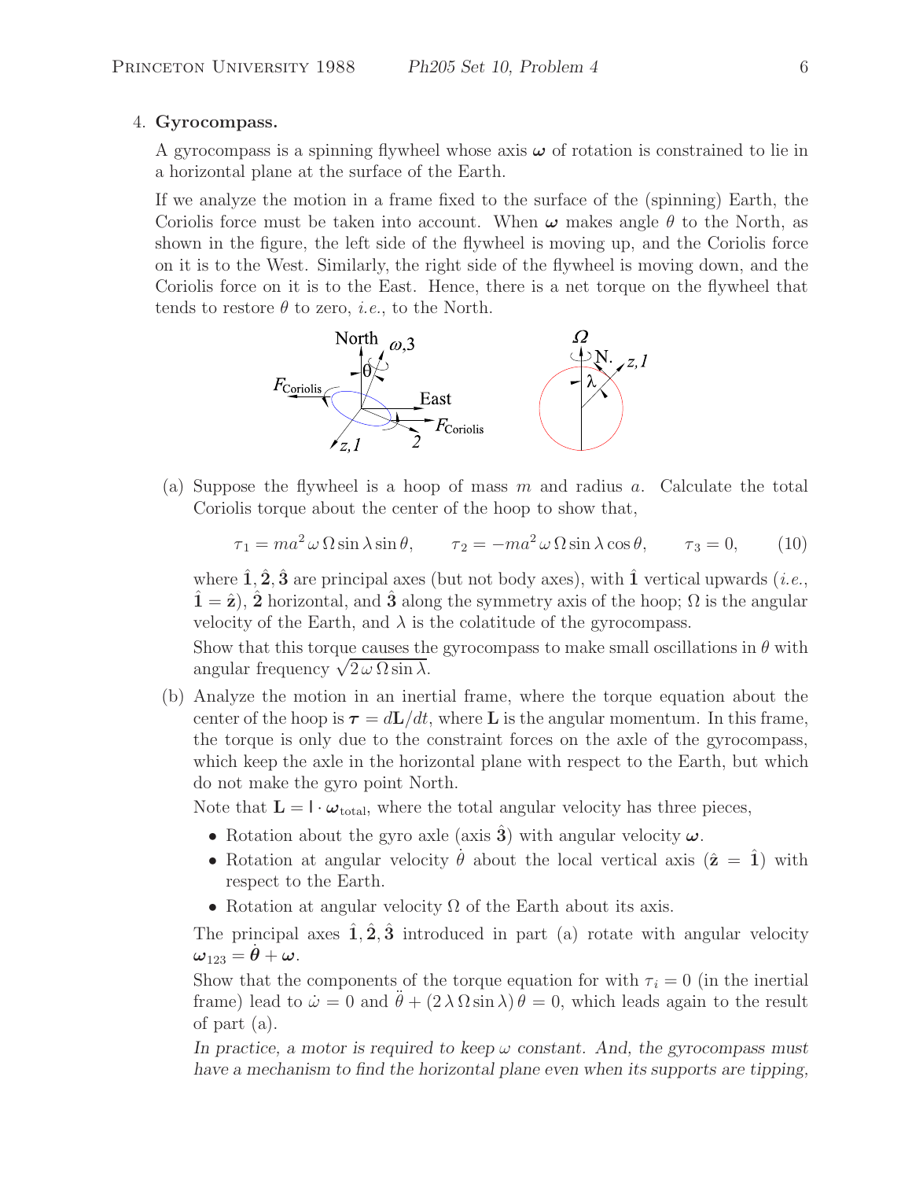4. **Gyrocompass.**

A gyrocompass is a spinning flywheel whose axis $\boldsymbol{\omega}$ of rotation is constrained to lie in a horizontal plane at the surface of the Earth.

If we analyze the motion in a frame fixed to the surface of the (spinning) Earth, the Coriolis force must be taken into account. When $\boldsymbol{\omega}$ makes angle $\theta$ to the North, as shown in the figure, the left side of the flywheel is moving up, and the Coriolis force on it is to the West. Similarly, the right side of the flywheel is moving down, and the Coriolis force on it is to the East. Hence, there is a net torque on the flywheel that tends to restore $\theta$ to zero, *i.e.*, to the North.

(a) Suppose the flywheel is a hoop of mass $m$ and radius $a$. Calculate the total Coriolis torque about the center of the hoop to show that,

$$\tau_1 = ma^2\,\omega\,\Omega\sin\lambda\sin\theta, \qquad \tau_2 = -ma^2\,\omega\,\Omega\sin\lambda\cos\theta, \qquad \tau_3 = 0, \tag{10}$$

where $\hat{\mathbf{1}}, \hat{\mathbf{2}}, \hat{\mathbf{3}}$ are principal axes (but not body axes), with $\hat{\mathbf{1}}$ vertical upwards (*i.e.*, $\hat{\mathbf{1}} = \hat{\mathbf{z}}$), $\hat{\mathbf{2}}$ horizontal, and $\hat{\mathbf{3}}$ along the symmetry axis of the hoop; $\Omega$ is the angular velocity of the Earth, and $\lambda$ is the colatitude of the gyrocompass.

Show that this torque causes the gyrocompass to make small oscillations in $\theta$ with angular frequency $\sqrt{2\,\omega\,\Omega\sin\lambda}$.

(b) Analyze the motion in an inertial frame, where the torque equation about the center of the hoop is $\boldsymbol{\tau} = d\mathbf{L}/dt$, where $\mathbf{L}$ is the angular momentum. In this frame, the torque is only due to the constraint forces on the axle of the gyrocompass, which keep the axle in the horizontal plane with respect to the Earth, but which do not make the gyro point North.

Note that $\mathbf{L} = \mathsf{I}\cdot\boldsymbol{\omega}_{\text{total}}$, where the total angular velocity has three pieces,

- Rotation about the gyro axle (axis $\hat{\mathbf{3}}$) with angular velocity $\boldsymbol{\omega}$.
- Rotation at angular velocity $\dot{\theta}$ about the local vertical axis ($\hat{\mathbf{z}} = \hat{\mathbf{1}}$) with respect to the Earth.
- Rotation at angular velocity $\Omega$ of the Earth about its axis.

The principal axes $\hat{\mathbf{1}}, \hat{\mathbf{2}}, \hat{\mathbf{3}}$ introduced in part (a) rotate with angular velocity $\boldsymbol{\omega}_{123} = \dot{\boldsymbol{\theta}} + \boldsymbol{\omega}$.

Show that the components of the torque equation for with $\tau_i = 0$ (in the inertial frame) lead to $\dot{\omega} = 0$ and $\ddot{\theta} + (2\,\lambda\,\Omega\sin\lambda)\,\theta = 0$, which leads again to the result of part (a).

*In practice, a motor is required to keep $\omega$ constant. And, the gyrocompass must have a mechanism to find the horizontal plane even when its supports are tipping,*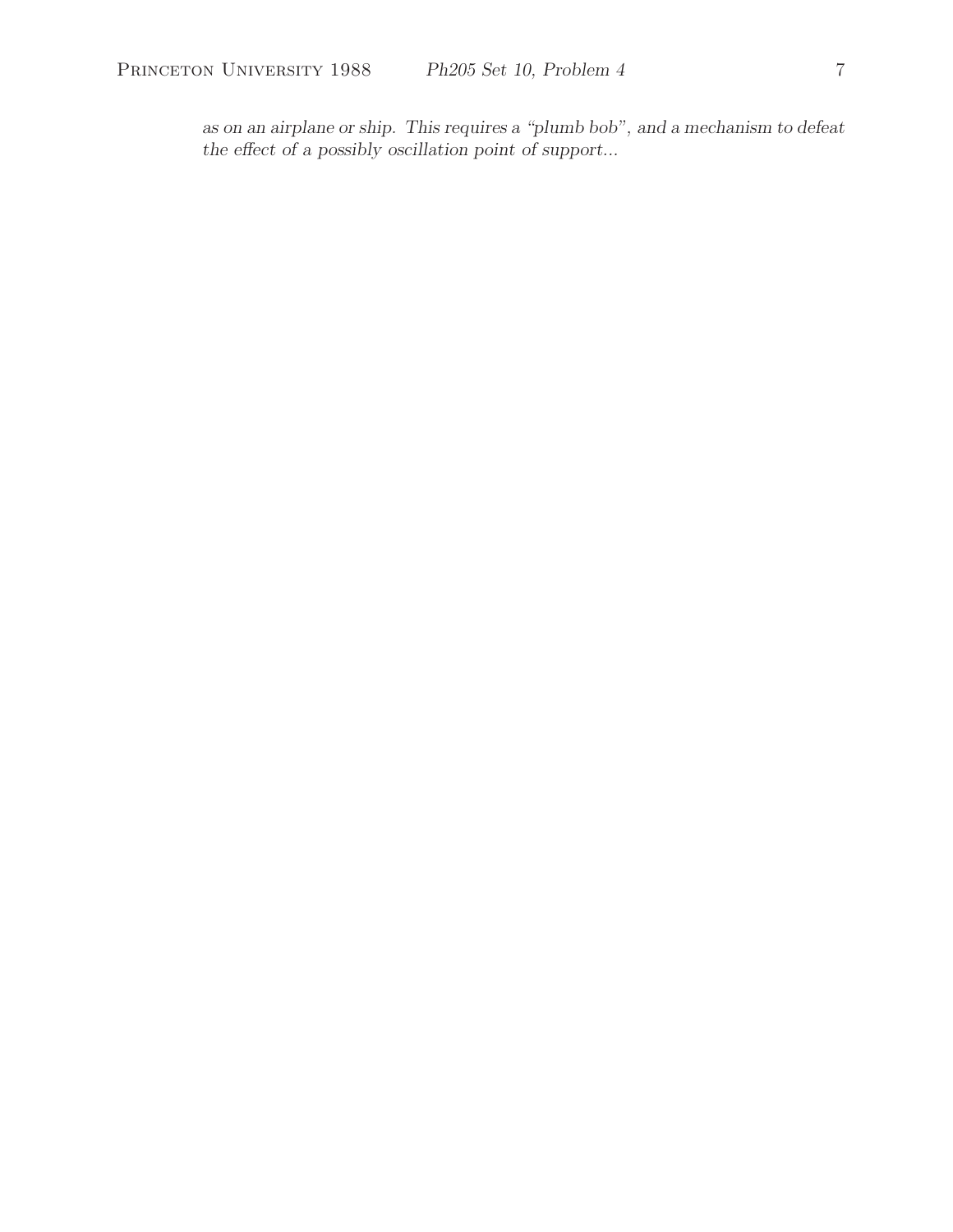*as on an airplane or ship. This requires a "plumb bob", and a mechanism to defeat the effect of a possibly oscillation point of support...*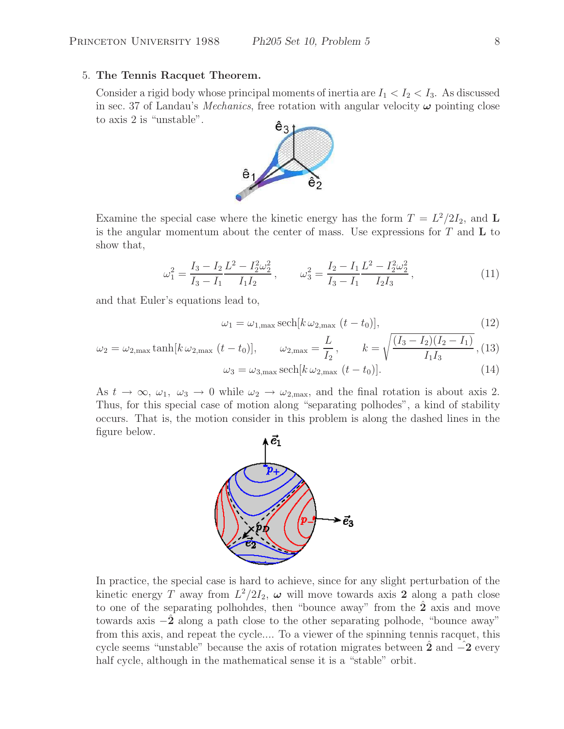5. **The Tennis Racquet Theorem.**

Consider a rigid body whose principal moments of inertia are $I_1 < I_2 < I_3$. As discussed in sec. 37 of Landau's *Mechanics*, free rotation with angular velocity $\boldsymbol{\omega}$ pointing close to axis 2 is "unstable".

Examine the special case where the kinetic energy has the form $T = L^2/2I_2$, and $\mathbf{L}$ is the angular momentum about the center of mass. Use expressions for $T$ and $\mathbf{L}$ to show that,

$$\omega_1^2 = \frac{I_3 - I_2}{I_3 - I_1} \frac{L^2 - I_2^2\omega_2^2}{I_1 I_2}, \qquad \omega_3^2 = \frac{I_2 - I_1}{I_3 - I_1} \frac{L^2 - I_2^2\omega_2^2}{I_2 I_3}, \tag{11}$$

and that Euler's equations lead to,

$$\omega_1 = \omega_{1,\max} \operatorname{sech}[k\,\omega_{2,\max}\,(t - t_0)], \tag{12}$$

$$\omega_2 = \omega_{2,\max} \tanh[k\,\omega_{2,\max}\,(t - t_0)], \qquad \omega_{2,\max} = \frac{L}{I_2}, \qquad k = \sqrt{\frac{(I_3 - I_2)(I_2 - I_1)}{I_1 I_3}}, \tag{13}$$

$$\omega_3 = \omega_{3,\max} \operatorname{sech}[k\,\omega_{2,\max}\,(t - t_0)]. \tag{14}$$

As $t \to \infty$, $\omega_1$, $\omega_3 \to 0$ while $\omega_2 \to \omega_{2,\max}$, and the final rotation is about axis 2. Thus, for this special case of motion along "separating polhodes", a kind of stability occurs. That is, the motion consider in this problem is along the dashed lines in the figure below.

In practice, the special case is hard to achieve, since for any slight perturbation of the kinetic energy $T$ away from $L^2/2I_2$, $\boldsymbol{\omega}$ will move towards axis **2** along a path close to one of the separating polhohdes, then "bounce away" from the $\hat{\mathbf{2}}$ axis and move towards axis $-\hat{\mathbf{2}}$ along a path close to the other separating polhode, "bounce away" from this axis, and repeat the cycle.... To a viewer of the spinning tennis racquet, this cycle seems "unstable" because the axis of rotation migrates between $\hat{\mathbf{2}}$ and $-\hat{\mathbf{2}}$ every half cycle, although in the mathematical sense it is a "stable" orbit.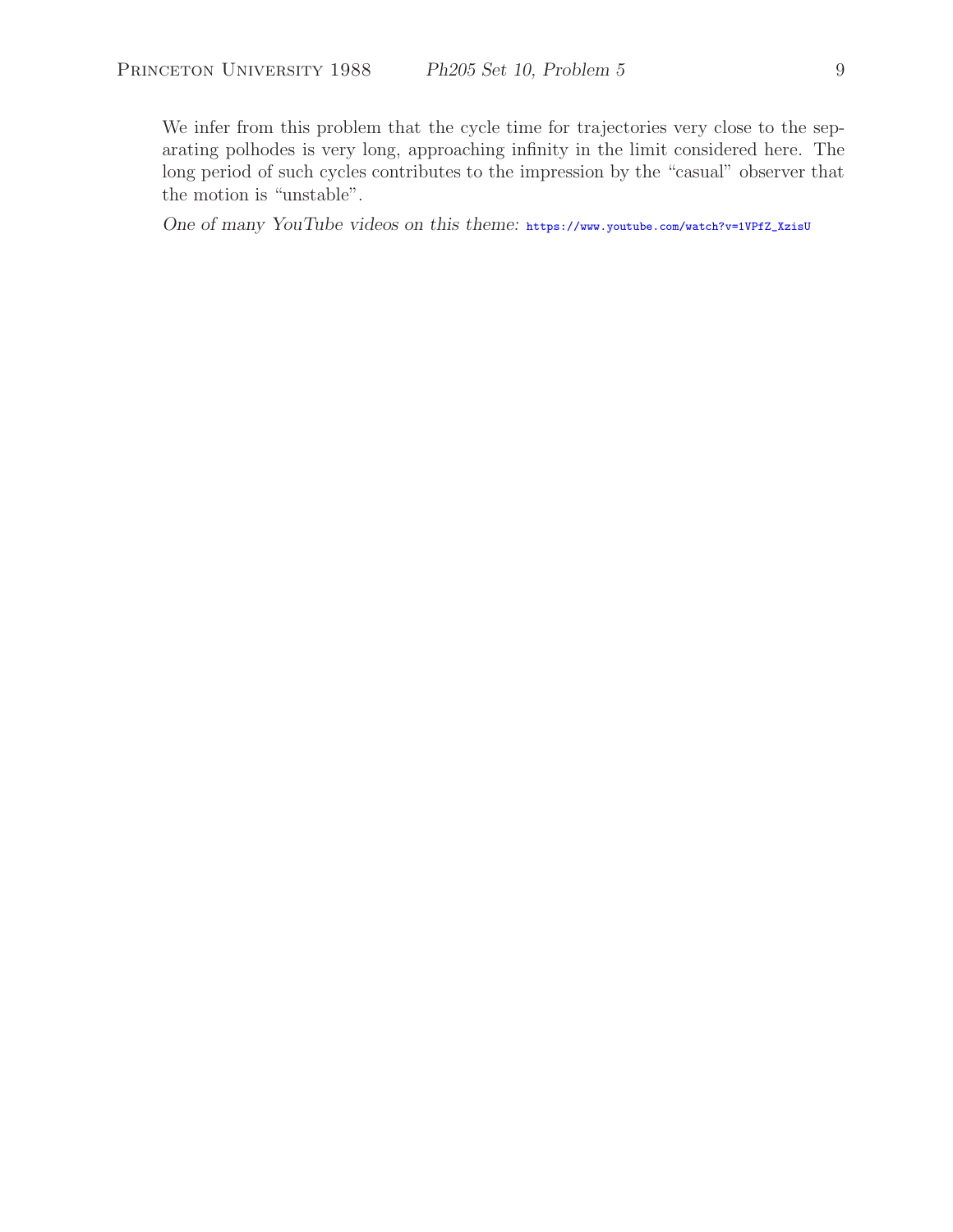We infer from this problem that the cycle time for trajectories very close to the separating polhodes is very long, approaching infinity in the limit considered here. The long period of such cycles contributes to the impression by the "casual" observer that the motion is "unstable".

*One of many YouTube videos on this theme:* https://www.youtube.com/watch?v=1VPfZ_XzisU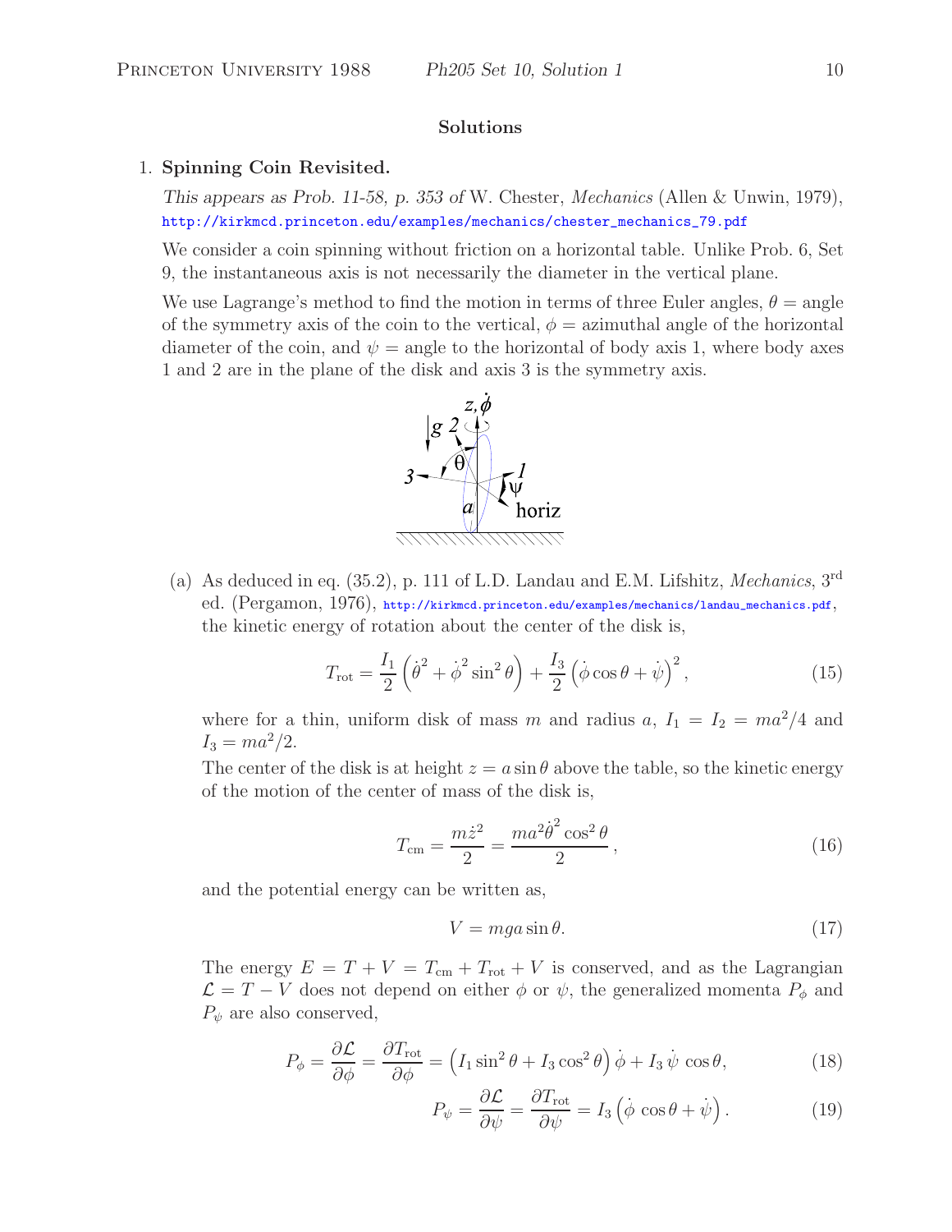## Solutions

1. **Spanning Coin Revisited.**

   *This appears as Prob. 11-58, p. 353 of* W. Chester, *Mechanics* (Allen & Unwin, 1979), http://kirkmcd.princeton.edu/examples/mechanics/chester_mechanics_79.pdf

   We consider a coin spinning without friction on a horizontal table. Unlike Prob. 6, Set 9, the instantaneous axis is not necessarily the diameter in the vertical plane.

   We use Lagrange's method to find the motion in terms of three Euler angles, $\theta$ = angle of the symmetry axis of the coin to the vertical, $\phi$ = azimuthal angle of the horizontal diameter of the coin, and $\psi$ = angle to the horizontal of body axis 1, where body axes 1 and 2 are in the plane of the disk and axis 3 is the symmetry axis.

   (a) As deduced in eq. (35.2), p. 111 of L.D. Landau and E.M. Lifshitz, *Mechanics*, 3rd ed. (Pergamon, 1976), http://kirkmcd.princeton.edu/examples/mechanics/landau_mechanics.pdf, the kinetic energy of rotation about the center of the disk is,

$$T_{\rm rot} = \frac{I_1}{2}\left(\dot\theta^2 + \dot\phi^2 \sin^2\theta\right) + \frac{I_3}{2}\left(\dot\phi\cos\theta + \dot\psi\right)^2, \tag{15}$$

   where for a thin, uniform disk of mass $m$ and radius $a$, $I_1 = I_2 = ma^2/4$ and $I_3 = ma^2/2$.

   The center of the disk is at height $z = a\sin\theta$ above the table, so the kinetic energy of the motion of the center of mass of the disk is,

$$T_{\rm cm} = \frac{m\dot z^2}{2} = \frac{ma^2\dot\theta^2\cos^2\theta}{2}, \tag{16}$$

   and the potential energy can be written as,

$$V = mga\sin\theta. \tag{17}$$

   The energy $E = T + V = T_{\rm cm} + T_{\rm rot} + V$ is conserved, and as the Lagrangian $\mathcal{L} = T - V$ does not depend on either $\phi$ or $\psi$, the generalized momenta $P_\phi$ and $P_\psi$ are also conserved,

$$P_\phi = \frac{\partial\mathcal{L}}{\partial\phi} = \frac{\partial T_{\rm rot}}{\partial\phi} = \left(I_1\sin^2\theta + I_3\cos^2\theta\right)\dot\phi + I_3\,\dot\psi\,\cos\theta, \tag{18}$$

$$P_\psi = \frac{\partial\mathcal{L}}{\partial\psi} = \frac{\partial T_{\rm rot}}{\partial\psi} = I_3\left(\dot\phi\,\cos\theta + \dot\psi\right). \tag{19}$$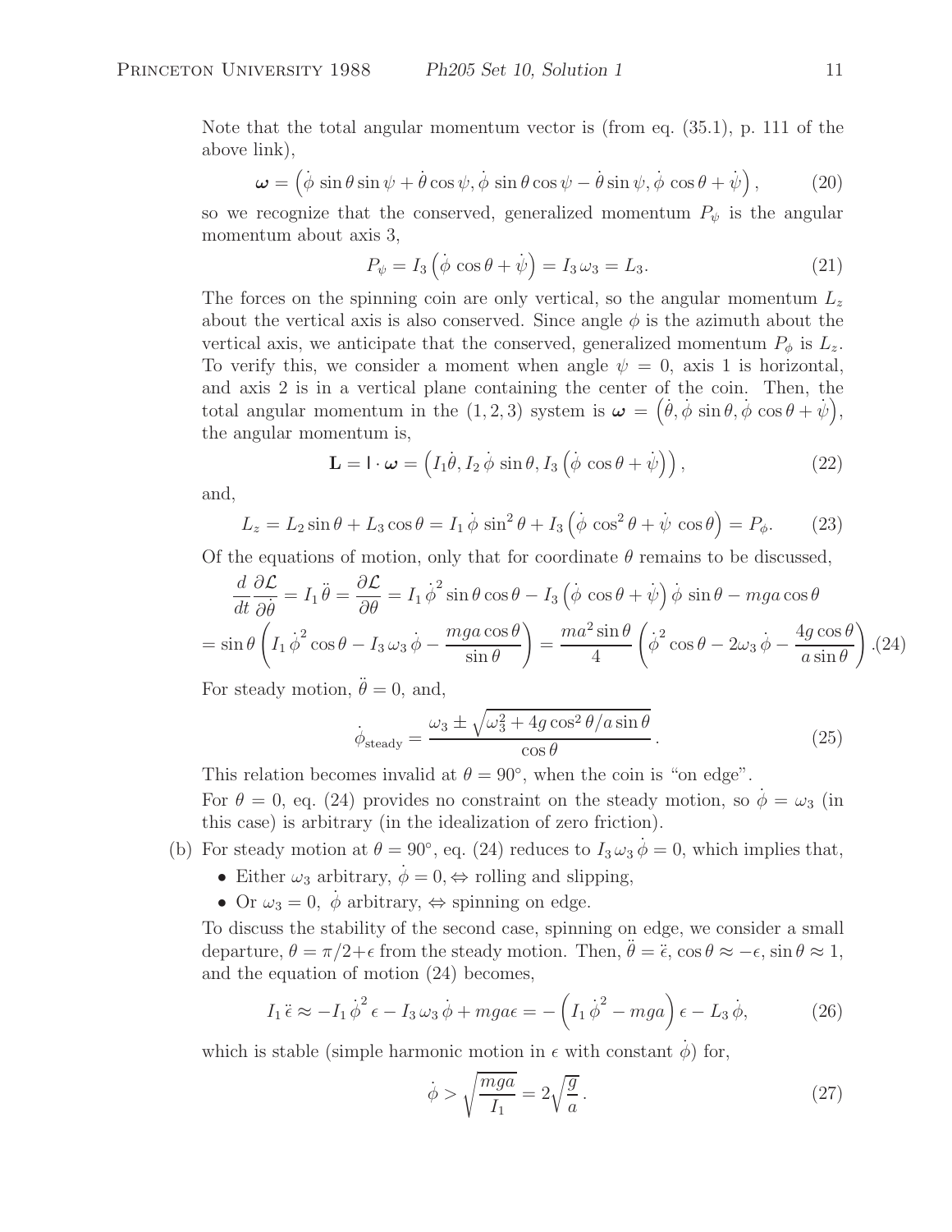Note that the total angular momentum vector is (from eq. (35.1), p. 111 of the above link),

$$\boldsymbol{\omega} = \left(\dot{\phi}\,\sin\theta\sin\psi + \dot{\theta}\cos\psi, \dot{\phi}\,\sin\theta\cos\psi - \dot{\theta}\sin\psi, \dot{\phi}\,\cos\theta + \dot{\psi}\right), \tag{20}$$

so we recognize that the conserved, generalized momentum $P_\psi$ is the angular momentum about axis 3,

$$P_\psi = I_3\left(\dot{\phi}\,\cos\theta + \dot{\psi}\right) = I_3\,\omega_3 = L_3. \tag{21}$$

The forces on the spinning coin are only vertical, so the angular momentum $L_z$ about the vertical axis is also conserved. Since angle $\phi$ is the azimuth about the vertical axis, we anticipate that the conserved, generalized momentum $P_\phi$ is $L_z$. To verify this, we consider a moment when angle $\psi = 0$, axis 1 is horizontal, and axis 2 is in a vertical plane containing the center of the coin. Then, the total angular momentum in the $(1, 2, 3)$ system is $\boldsymbol{\omega} = \left(\dot{\theta}, \dot{\phi}\,\sin\theta, \dot{\phi}\,\cos\theta + \dot{\psi}\right)$, the angular momentum is,

$$\mathbf{L} = \mathsf{I}\cdot\boldsymbol{\omega} = \left(I_1\dot{\theta}, I_2\,\dot{\phi}\,\sin\theta, I_3\left(\dot{\phi}\,\cos\theta + \dot{\psi}\right)\right), \tag{22}$$

and,

$$L_z = L_2\sin\theta + L_3\cos\theta = I_1\,\dot{\phi}\,\sin^2\theta + I_3\left(\dot{\phi}\,\cos^2\theta + \dot{\psi}\,\cos\theta\right) = P_\phi. \tag{23}$$

Of the equations of motion, only that for coordinate $\theta$ remains to be discussed,

$$\frac{d}{dt}\frac{\partial\mathcal{L}}{\partial\dot{\theta}} = I_1\,\ddot{\theta} = \frac{\partial\mathcal{L}}{\partial\theta} = I_1\,\dot{\phi}^2\sin\theta\cos\theta - I_3\left(\dot{\phi}\,\cos\theta + \dot{\psi}\right)\dot{\phi}\,\sin\theta - mga\cos\theta$$

$$= \sin\theta\left(I_1\,\dot{\phi}^2\cos\theta - I_3\,\omega_3\,\dot{\phi} - \frac{mga\cos\theta}{\sin\theta}\right) = \frac{ma^2\sin\theta}{4}\left(\dot{\phi}^2\cos\theta - 2\omega_3\,\dot{\phi} - \frac{4g\cos\theta}{a\sin\theta}\right). \tag{24}$$

For steady motion, $\ddot{\theta} = 0$, and,

$$\dot{\phi}_{\text{steady}} = \frac{\omega_3 \pm \sqrt{\omega_3^2 + 4g\cos^2\theta/a\sin\theta}}{\cos\theta}. \tag{25}$$

This relation becomes invalid at $\theta = 90^\circ$, when the coin is "on edge".

For $\theta = 0$, eq. (24) provides no constraint on the steady motion, so $\dot{\phi} = \omega_3$ (in this case) is arbitrary (in the idealization of zero friction).

(b) For steady motion at $\theta = 90^\circ$, eq. (24) reduces to $I_3\,\omega_3\,\dot{\phi} = 0$, which implies that,

- Either $\omega_3$ arbitrary, $\dot{\phi} = 0, \Leftrightarrow$ rolling and slipping,
- Or $\omega_3 = 0$, $\dot{\phi}$ arbitrary, $\Leftrightarrow$ spinning on edge.

To discuss the stability of the second case, spinning on edge, we consider a small departure, $\theta = \pi/2 + \epsilon$ from the steady motion. Then, $\ddot{\theta} = \ddot{\epsilon}$, $\cos\theta \approx -\epsilon$, $\sin\theta \approx 1$, and the equation of motion (24) becomes,

$$I_1\,\ddot{\epsilon} \approx -I_1\,\dot{\phi}^2\,\epsilon - I_3\,\omega_3\,\dot{\phi} + mga\epsilon = -\left(I_1\,\dot{\phi}^2 - mga\right)\epsilon - L_3\,\dot{\phi}, \tag{26}$$

which is stable (simple harmonic motion in $\epsilon$ with constant $\dot{\phi}$) for,

$$\dot{\phi} > \sqrt{\frac{mga}{I_1}} = 2\sqrt{\frac{g}{a}}\,. \tag{27}$$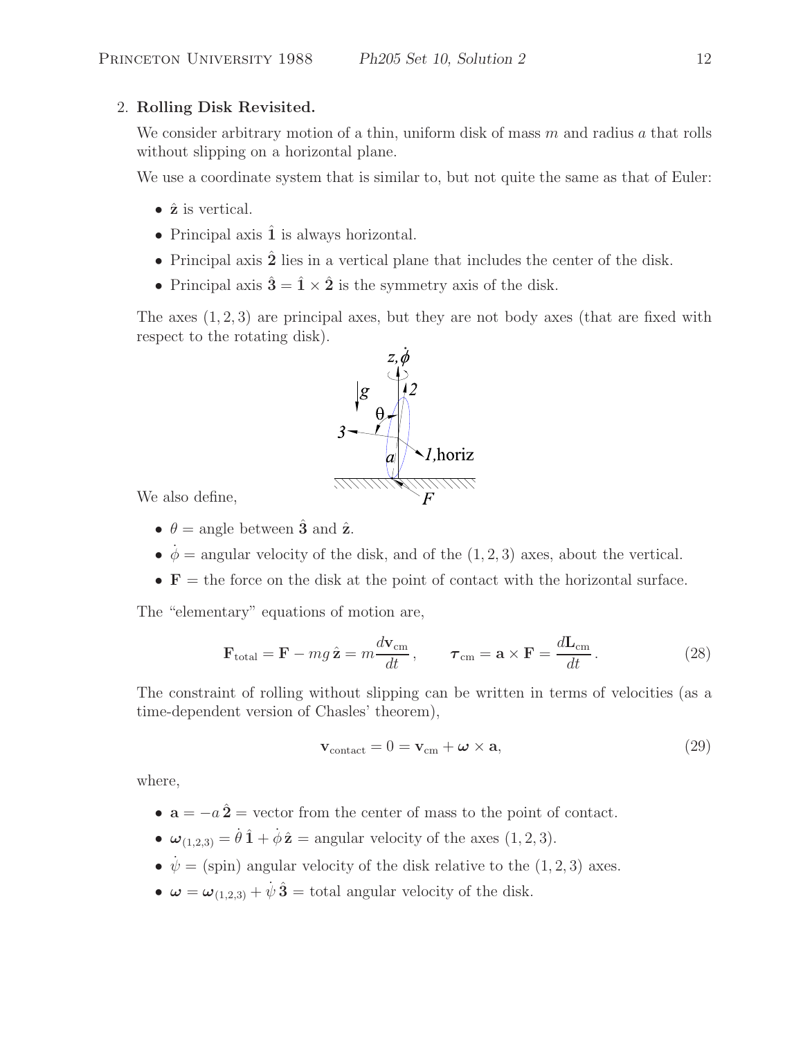2. **Rolling Disk Revisited.**

We consider arbitrary motion of a thin, uniform disk of mass $m$ and radius $a$ that rolls without slipping on a horizontal plane.

We use a coordinate system that is similar to, but not quite the same as that of Euler:

- $\hat{\mathbf{z}}$ is vertical.
- Principal axis $\hat{\mathbf{1}}$ is always horizontal.
- Principal axis $\hat{\mathbf{2}}$ lies in a vertical plane that includes the center of the disk.
- Principal axis $\hat{\mathbf{3}} = \hat{\mathbf{1}} \times \hat{\mathbf{2}}$ is the symmetry axis of the disk.

The axes $(1, 2, 3)$ are principal axes, but they are not body axes (that are fixed with respect to the rotating disk).

We also define,

- $\theta$ = angle between $\hat{\mathbf{3}}$ and $\hat{\mathbf{z}}$.
- $\dot{\phi}$ = angular velocity of the disk, and of the $(1, 2, 3)$ axes, about the vertical.
- $\mathbf{F}$ = the force on the disk at the point of contact with the horizontal surface.

The "elementary" equations of motion are,

$$\mathbf{F}_{\text{total}} = \mathbf{F} - mg\,\hat{\mathbf{z}} = m\frac{d\mathbf{v}_{\text{cm}}}{dt}, \qquad \boldsymbol{\tau}_{\text{cm}} = \mathbf{a} \times \mathbf{F} = \frac{d\mathbf{L}_{\text{cm}}}{dt}. \tag{28}$$

The constraint of rolling without slipping can be written in terms of velocities (as a time-dependent version of Chasles' theorem),

$$\mathbf{v}_{\text{contact}} = 0 = \mathbf{v}_{\text{cm}} + \boldsymbol{\omega} \times \mathbf{a}, \tag{29}$$

where,

- $\mathbf{a} = -a\,\hat{\mathbf{2}}$ = vector from the center of mass to the point of contact.
- $\boldsymbol{\omega}_{(1,2,3)} = \dot{\theta}\,\hat{\mathbf{1}} + \dot{\phi}\,\hat{\mathbf{z}}$ = angular velocity of the axes $(1, 2, 3)$.
- $\dot{\psi}$ = (spin) angular velocity of the disk relative to the $(1, 2, 3)$ axes.
- $\boldsymbol{\omega} = \boldsymbol{\omega}_{(1,2,3)} + \dot{\psi}\,\hat{\mathbf{3}}$ = total angular velocity of the disk.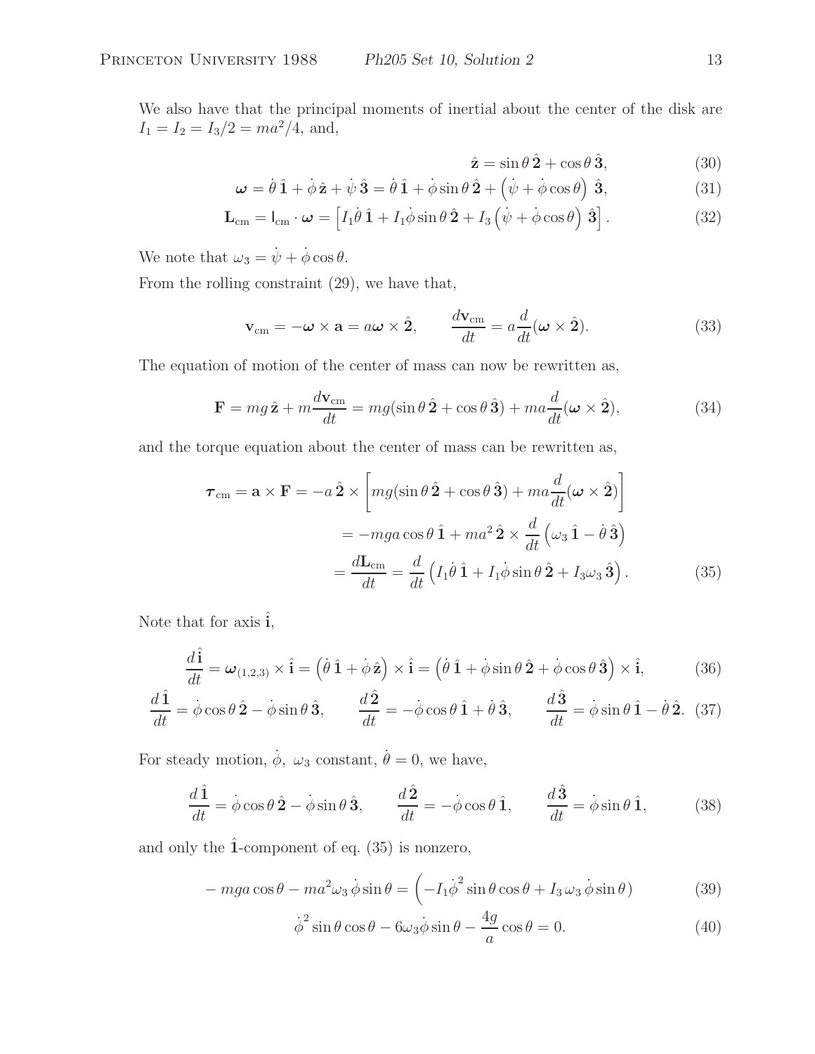We also have that the principal moments of inertial about the center of the disk are $I_1 = I_2 = I_3/2 = ma^2/4$, and,

$$\hat{\mathbf{z}} = \sin\theta\,\hat{\mathbf{2}} + \cos\theta\,\hat{\mathbf{3}}, \tag{30}$$

$$\boldsymbol{\omega} = \dot{\theta}\,\hat{\mathbf{1}} + \dot{\phi}\,\hat{\mathbf{z}} + \dot{\psi}\,\hat{\mathbf{3}} = \dot{\theta}\,\hat{\mathbf{1}} + \dot{\phi}\sin\theta\,\hat{\mathbf{2}} + \left(\dot{\psi} + \dot{\phi}\cos\theta\right)\,\hat{\mathbf{3}}, \tag{31}$$

$$\mathbf{L}_{\rm cm} = \mathsf{I}_{\rm cm}\cdot\boldsymbol{\omega} = \left[I_1\dot{\theta}\,\hat{\mathbf{1}} + I_1\dot{\phi}\sin\theta\,\hat{\mathbf{2}} + I_3\left(\dot{\psi} + \dot{\phi}\cos\theta\right)\,\hat{\mathbf{3}}\right]. \tag{32}$$

We note that $\omega_3 = \dot{\psi} + \dot{\phi}\cos\theta$.

From the rolling constraint (29), we have that,

$$\mathbf{v}_{\rm cm} = -\boldsymbol{\omega}\times\mathbf{a} = a\boldsymbol{\omega}\times\hat{\mathbf{2}}, \qquad \frac{d\mathbf{v}_{\rm cm}}{dt} = a\frac{d}{dt}(\boldsymbol{\omega}\times\hat{\mathbf{2}}). \tag{33}$$

The equation of motion of the center of mass can now be rewritten as,

$$\mathbf{F} = mg\,\hat{\mathbf{z}} + m\frac{d\mathbf{v}_{\rm cm}}{dt} = mg(\sin\theta\,\hat{\mathbf{2}} + \cos\theta\,\hat{\mathbf{3}}) + ma\frac{d}{dt}(\boldsymbol{\omega}\times\hat{\mathbf{2}}), \tag{34}$$

and the torque equation about the center of mass can be rewritten as,

$$\begin{aligned}
\boldsymbol{\tau}_{\rm cm} = \mathbf{a}\times\mathbf{F} &= -a\,\hat{\mathbf{2}}\times\left[mg(\sin\theta\,\hat{\mathbf{2}} + \cos\theta\,\hat{\mathbf{3}}) + ma\frac{d}{dt}(\boldsymbol{\omega}\times\hat{\mathbf{2}})\right] \\
&= -mga\cos\theta\,\hat{\mathbf{1}} + ma^2\,\hat{\mathbf{2}}\times\frac{d}{dt}\left(\omega_3\,\hat{\mathbf{1}} - \dot{\theta}\,\hat{\mathbf{3}}\right) \\
&= \frac{d\mathbf{L}_{\rm cm}}{dt} = \frac{d}{dt}\left(I_1\dot{\theta}\,\hat{\mathbf{1}} + I_1\dot{\phi}\sin\theta\,\hat{\mathbf{2}} + I_3\omega_3\,\hat{\mathbf{3}}\right).
\end{aligned} \tag{35}$$

Note that for axis $\hat{\mathbf{i}}$,

$$\frac{d\,\hat{\mathbf{i}}}{dt} = \boldsymbol{\omega}_{(1,2,3)}\times\hat{\mathbf{i}} = \left(\dot{\theta}\,\hat{\mathbf{1}} + \dot{\phi}\,\hat{\mathbf{z}}\right)\times\hat{\mathbf{i}} = \left(\dot{\theta}\,\hat{\mathbf{1}} + \dot{\phi}\sin\theta\,\hat{\mathbf{2}} + \dot{\phi}\cos\theta\,\hat{\mathbf{3}}\right)\times\hat{\mathbf{i}}, \tag{36}$$

$$\frac{d\,\hat{\mathbf{1}}}{dt} = \dot{\phi}\cos\theta\,\hat{\mathbf{2}} - \dot{\phi}\sin\theta\,\hat{\mathbf{3}}, \qquad \frac{d\,\hat{\mathbf{2}}}{dt} = -\dot{\phi}\cos\theta\,\hat{\mathbf{1}} + \dot{\theta}\,\hat{\mathbf{3}}, \qquad \frac{d\,\hat{\mathbf{3}}}{dt} = \dot{\phi}\sin\theta\,\hat{\mathbf{1}} - \dot{\theta}\,\hat{\mathbf{2}}. \tag{37}$$

For steady motion, $\dot{\phi}$, $\omega_3$ constant, $\dot{\theta} = 0$, we have,

$$\frac{d\,\hat{\mathbf{1}}}{dt} = \dot{\phi}\cos\theta\,\hat{\mathbf{2}} - \dot{\phi}\sin\theta\,\hat{\mathbf{3}}, \qquad \frac{d\,\hat{\mathbf{2}}}{dt} = -\dot{\phi}\cos\theta\,\hat{\mathbf{1}}, \qquad \frac{d\,\hat{\mathbf{3}}}{dt} = \dot{\phi}\sin\theta\,\hat{\mathbf{1}}, \tag{38}$$

and only the $\hat{\mathbf{1}}$-component of eq. (35) is nonzero,

$$-mga\cos\theta - ma^2\omega_3\,\dot{\phi}\sin\theta = \left(-I_1\dot{\phi}^2\sin\theta\cos\theta + I_3\,\omega_3\,\dot{\phi}\sin\theta\right) \tag{39}$$

$$\dot{\phi}^2\sin\theta\cos\theta - 6\omega_3\dot{\phi}\sin\theta - \frac{4g}{a}\cos\theta = 0. \tag{40}$$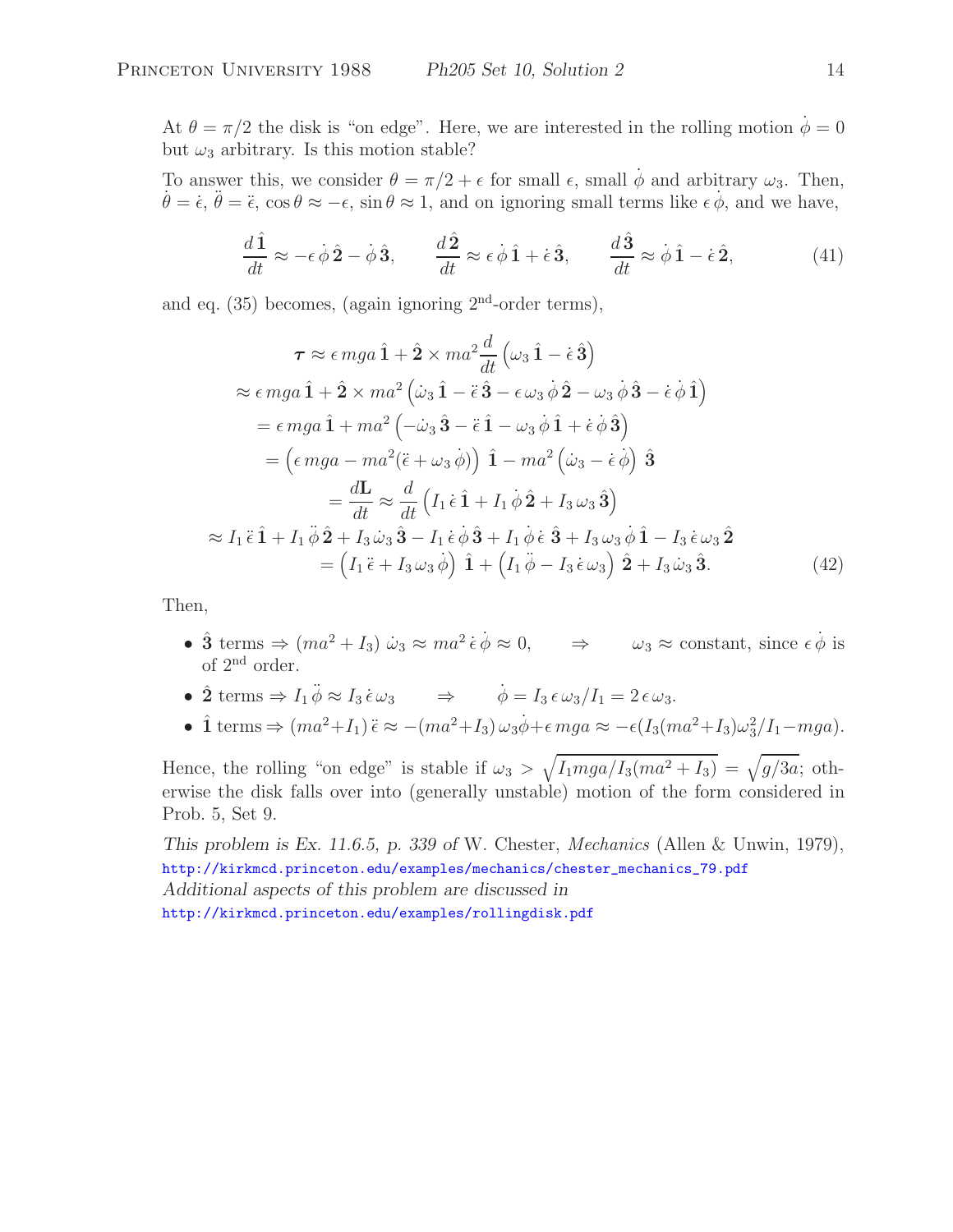At $\theta = \pi/2$ the disk is "on edge". Here, we are interested in the rolling motion $\dot\phi = 0$ but $\omega_3$ arbitrary. Is this motion stable?

To answer this, we consider $\theta = \pi/2 + \epsilon$ for small $\epsilon$, small $\dot\phi$ and arbitrary $\omega_3$. Then, $\dot\theta = \dot\epsilon$, $\ddot\theta = \ddot\epsilon$, $\cos\theta \approx -\epsilon$, $\sin\theta \approx 1$, and on ignoring small terms like $\epsilon\,\dot\phi$, and we have,

$$\frac{d\hat{\mathbf{1}}}{dt} \approx -\epsilon\,\dot\phi\,\hat{\mathbf{2}} - \dot\phi\,\hat{\mathbf{3}}, \qquad \frac{d\hat{\mathbf{2}}}{dt} \approx \epsilon\,\dot\phi\,\hat{\mathbf{1}} + \dot\epsilon\,\hat{\mathbf{3}}, \qquad \frac{d\hat{\mathbf{3}}}{dt} \approx \dot\phi\,\hat{\mathbf{1}} - \dot\epsilon\,\hat{\mathbf{2}}, \tag{41}$$

and eq. (35) becomes, (again ignoring 2nd-order terms),

$$\begin{aligned}
\boldsymbol{\tau} &\approx \epsilon\, mga\,\hat{\mathbf{1}} + \hat{\mathbf{2}} \times ma^2 \frac{d}{dt}\left(\omega_3\,\hat{\mathbf{1}} - \dot\epsilon\,\hat{\mathbf{3}}\right) \\
&\approx \epsilon\, mga\,\hat{\mathbf{1}} + \hat{\mathbf{2}} \times ma^2 \left(\dot\omega_3\,\hat{\mathbf{1}} - \ddot\epsilon\,\hat{\mathbf{3}} - \epsilon\,\omega_3\,\dot\phi\,\hat{\mathbf{2}} - \omega_3\,\dot\phi\,\hat{\mathbf{3}} - \dot\epsilon\,\dot\phi\,\hat{\mathbf{1}}\right) \\
&= \epsilon\, mga\,\hat{\mathbf{1}} + ma^2 \left(-\dot\omega_3\,\hat{\mathbf{3}} - \ddot\epsilon\,\hat{\mathbf{1}} - \omega_3\,\dot\phi\,\hat{\mathbf{1}} + \dot\epsilon\,\dot\phi\,\hat{\mathbf{3}}\right) \\
&= \left(\epsilon\, mga - ma^2(\ddot\epsilon + \omega_3\,\dot\phi)\right)\,\hat{\mathbf{1}} - ma^2\left(\dot\omega_3 - \dot\epsilon\,\dot\phi\right)\,\hat{\mathbf{3}} \\
&= \frac{d\mathbf{L}}{dt} \approx \frac{d}{dt}\left(I_1\,\dot\epsilon\,\hat{\mathbf{1}} + I_1\,\dot\phi\,\hat{\mathbf{2}} + I_3\,\omega_3\,\hat{\mathbf{3}}\right) \\
&\approx I_1\,\ddot\epsilon\,\hat{\mathbf{1}} + I_1\,\ddot\phi\,\hat{\mathbf{2}} + I_3\,\dot\omega_3\,\hat{\mathbf{3}} - I_1\,\dot\epsilon\,\dot\phi\,\hat{\mathbf{3}} + I_1\,\dot\phi\,\dot\epsilon\,\hat{\mathbf{3}} + I_3\,\omega_3\,\dot\phi\,\hat{\mathbf{1}} - I_3\,\dot\epsilon\,\omega_3\,\hat{\mathbf{2}} \\
&= \left(I_1\,\ddot\epsilon + I_3\,\omega_3\,\dot\phi\right)\,\hat{\mathbf{1}} + \left(I_1\,\ddot\phi - I_3\,\dot\epsilon\,\omega_3\right)\,\hat{\mathbf{2}} + I_3\,\dot\omega_3\,\hat{\mathbf{3}}.
\end{aligned} \tag{42}$$

Then,

- $\hat{\mathbf{3}}$ terms $\Rightarrow (ma^2 + I_3)\,\dot\omega_3 \approx ma^2\,\dot\epsilon\,\dot\phi \approx 0, \qquad \Rightarrow \qquad \omega_3 \approx$ constant, since $\epsilon\,\dot\phi$ is of 2nd order.
- $\hat{\mathbf{2}}$ terms $\Rightarrow I_1\,\ddot\phi \approx I_3\,\dot\epsilon\,\omega_3 \qquad \Rightarrow \qquad \dot\phi = I_3\,\epsilon\,\omega_3/I_1 = 2\,\epsilon\,\omega_3.$
- $\hat{\mathbf{1}}$ terms $\Rightarrow (ma^2 + I_1)\,\ddot\epsilon \approx -(ma^2 + I_3)\,\omega_3\dot\phi + \epsilon\,mga \approx -\epsilon(I_3(ma^2 + I_3)\omega_3^2/I_1 - mga).$

Hence, the rolling "on edge" is stable if $\omega_3 > \sqrt{I_1 mga/I_3(ma^2 + I_3)} = \sqrt{g/3a}$; otherwise the disk falls over into (generally unstable) motion of the form considered in Prob. 5, Set 9.

*This problem is Ex. 11.6.5, p. 339 of* W. Chester, *Mechanics* (Allen & Unwin, 1979),
http://kirkmcd.princeton.edu/examples/mechanics/chester_mechanics_79.pdf
*Additional aspects of this problem are discussed in*
http://kirkmcd.princeton.edu/examples/rollingdisk.pdf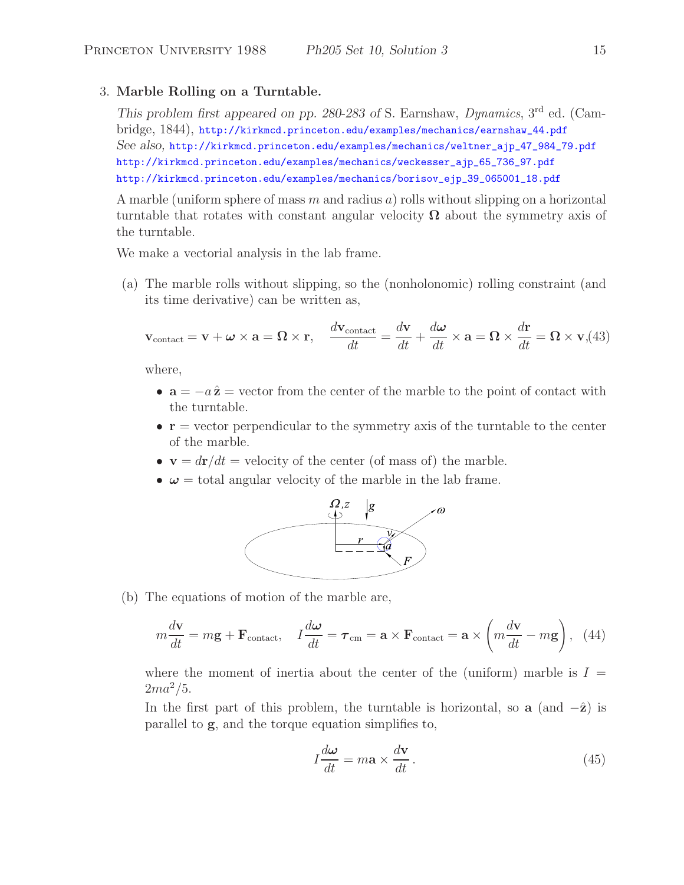3. **Marble Rolling on a Turntable.**

*This problem first appeared on pp. 280-283 of* S. Earnshaw, *Dynamics*, 3rd ed. (Cambridge, 1844), http://kirkmcd.princeton.edu/examples/mechanics/earnshaw_44.pdf
*See also,* http://kirkmcd.princeton.edu/examples/mechanics/weltner_ajp_47_984_79.pdf
http://kirkmcd.princeton.edu/examples/mechanics/weckesser_ajp_65_736_97.pdf
http://kirkmcd.princeton.edu/examples/mechanics/borisov_ejp_39_065001_18.pdf

A marble (uniform sphere of mass $m$ and radius $a$) rolls without slipping on a horizontal turntable that rotates with constant angular velocity $\boldsymbol{\Omega}$ about the symmetry axis of the turntable.

We make a vectorial analysis in the lab frame.

(a) The marble rolls without slipping, so the (nonholonomic) rolling constraint (and its time derivative) can be written as,

$$\mathbf{v}_{\rm contact} = \mathbf{v} + \boldsymbol{\omega} \times \mathbf{a} = \boldsymbol{\Omega} \times \mathbf{r}, \qquad \frac{d\mathbf{v}_{\rm contact}}{dt} = \frac{d\mathbf{v}}{dt} + \frac{d\boldsymbol{\omega}}{dt} \times \mathbf{a} = \boldsymbol{\Omega} \times \frac{d\mathbf{r}}{dt} = \boldsymbol{\Omega} \times \mathbf{v}, \tag{43}$$

where,

- $\mathbf{a} = -a\,\hat{\mathbf{z}}$ = vector from the center of the marble to the point of contact with the turntable.
- $\mathbf{r}$ = vector perpendicular to the symmetry axis of the turntable to the center of the marble.
- $\mathbf{v} = d\mathbf{r}/dt$ = velocity of the center (of mass of) the marble.
- $\boldsymbol{\omega}$ = total angular velocity of the marble in the lab frame.

(b) The equations of motion of the marble are,

$$m\frac{d\mathbf{v}}{dt} = m\mathbf{g} + \mathbf{F}_{\rm contact}, \qquad I\frac{d\boldsymbol{\omega}}{dt} = \boldsymbol{\tau}_{\rm cm} = \mathbf{a} \times \mathbf{F}_{\rm contact} = \mathbf{a} \times \left(m\frac{d\mathbf{v}}{dt} - m\mathbf{g}\right), \tag{44}$$

where the moment of inertia about the center of the (uniform) marble is $I = 2ma^2/5$.

In the first part of this problem, the turntable is horizontal, so $\mathbf{a}$ (and $-\hat{\mathbf{z}}$) is parallel to $\mathbf{g}$, and the torque equation simplifies to,

$$I\frac{d\boldsymbol{\omega}}{dt} = m\mathbf{a} \times \frac{d\mathbf{v}}{dt}. \tag{45}$$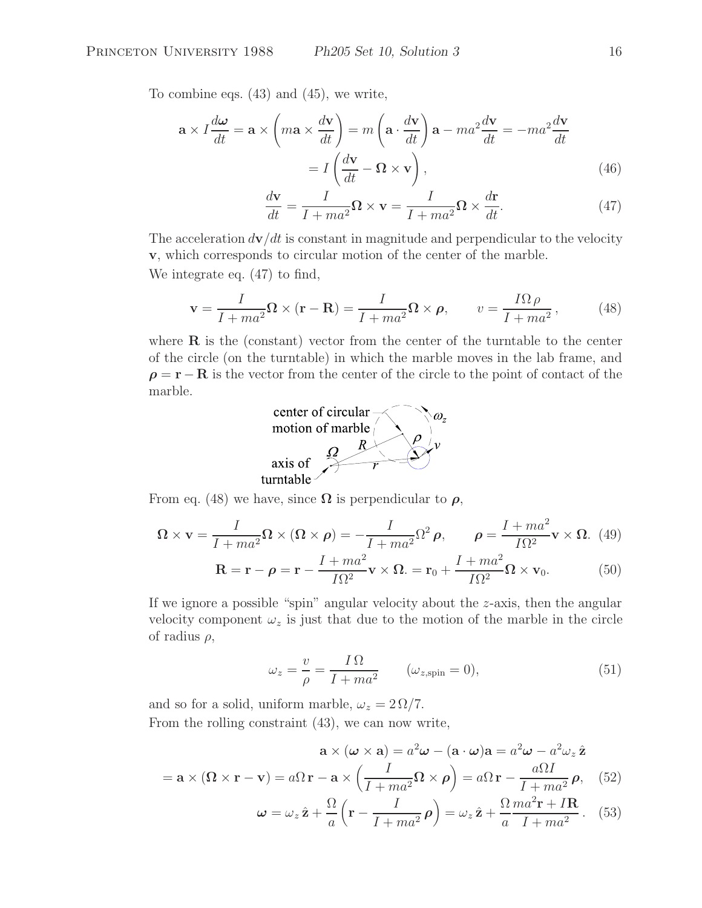To combine eqs. (43) and (45), we write,

$$\mathbf{a} \times I\frac{d\boldsymbol{\omega}}{dt} = \mathbf{a} \times \left( m\mathbf{a} \times \frac{d\mathbf{v}}{dt} \right) = m\left( \mathbf{a} \cdot \frac{d\mathbf{v}}{dt} \right)\mathbf{a} - ma^2\frac{d\mathbf{v}}{dt} = -ma^2\frac{d\mathbf{v}}{dt}$$

$$= I\left( \frac{d\mathbf{v}}{dt} - \boldsymbol{\Omega} \times \mathbf{v} \right), \tag{46}$$

$$\frac{d\mathbf{v}}{dt} = \frac{I}{I + ma^2}\boldsymbol{\Omega} \times \mathbf{v} = \frac{I}{I + ma^2}\boldsymbol{\Omega} \times \frac{d\mathbf{r}}{dt}. \tag{47}$$

The acceleration $d\mathbf{v}/dt$ is constant in magnitude and perpendicular to the velocity $\mathbf{v}$, which corresponds to circular motion of the center of the marble.

We integrate eq. (47) to find,

$$\mathbf{v} = \frac{I}{I + ma^2}\boldsymbol{\Omega} \times (\mathbf{r} - \mathbf{R}) = \frac{I}{I + ma^2}\boldsymbol{\Omega} \times \boldsymbol{\rho}, \qquad v = \frac{I\Omega\,\rho}{I + ma^2}, \tag{48}$$

where $\mathbf{R}$ is the (constant) vector from the center of the turntable to the center of the circle (on the turntable) in which the marble moves in the lab frame, and $\boldsymbol{\rho} = \mathbf{r} - \mathbf{R}$ is the vector from the center of the circle to the point of contact of the marble.

From eq. (48) we have, since $\boldsymbol{\Omega}$ is perpendicular to $\boldsymbol{\rho}$,

$$\boldsymbol{\Omega} \times \mathbf{v} = \frac{I}{I + ma^2}\boldsymbol{\Omega} \times (\boldsymbol{\Omega} \times \boldsymbol{\rho}) = -\frac{I}{I + ma^2}\Omega^2\,\boldsymbol{\rho}, \qquad \boldsymbol{\rho} = \frac{I + ma^2}{I\Omega^2}\mathbf{v} \times \boldsymbol{\Omega}. \tag{49}$$

$$\mathbf{R} = \mathbf{r} - \boldsymbol{\rho} = \mathbf{r} - \frac{I + ma^2}{I\Omega^2}\mathbf{v} \times \boldsymbol{\Omega}. = \mathbf{r}_0 + \frac{I + ma^2}{I\Omega^2}\boldsymbol{\Omega} \times \mathbf{v}_0. \tag{50}$$

If we ignore a possible "spin" angular velocity about the $z$-axis, then the angular velocity component $\omega_z$ is just that due to the motion of the marble in the circle of radius $\rho$,

$$\omega_z = \frac{v}{\rho} = \frac{I\,\Omega}{I + ma^2} \qquad (\omega_{z,\text{spin}} = 0), \tag{51}$$

and so for a solid, uniform marble, $\omega_z = 2\,\Omega/7$.

From the rolling constraint (43), we can now write,

$$\mathbf{a} \times (\boldsymbol{\omega} \times \mathbf{a}) = a^2\boldsymbol{\omega} - (\mathbf{a} \cdot \boldsymbol{\omega})\mathbf{a} = a^2\boldsymbol{\omega} - a^2\omega_z\,\hat{\mathbf{z}}$$

$$= \mathbf{a} \times (\boldsymbol{\Omega} \times \mathbf{r} - \mathbf{v}) = a\Omega\,\mathbf{r} - \mathbf{a} \times \left( \frac{I}{I + ma^2}\boldsymbol{\Omega} \times \boldsymbol{\rho} \right) = a\Omega\,\mathbf{r} - \frac{a\Omega I}{I + ma^2}\,\boldsymbol{\rho}, \tag{52}$$

$$\boldsymbol{\omega} = \omega_z\,\hat{\mathbf{z}} + \frac{\Omega}{a}\left( \mathbf{r} - \frac{I}{I + ma^2}\,\boldsymbol{\rho} \right) = \omega_z\,\hat{\mathbf{z}} + \frac{\Omega}{a}\frac{ma^2\mathbf{r} + I\mathbf{R}}{I + ma^2}. \tag{53}$$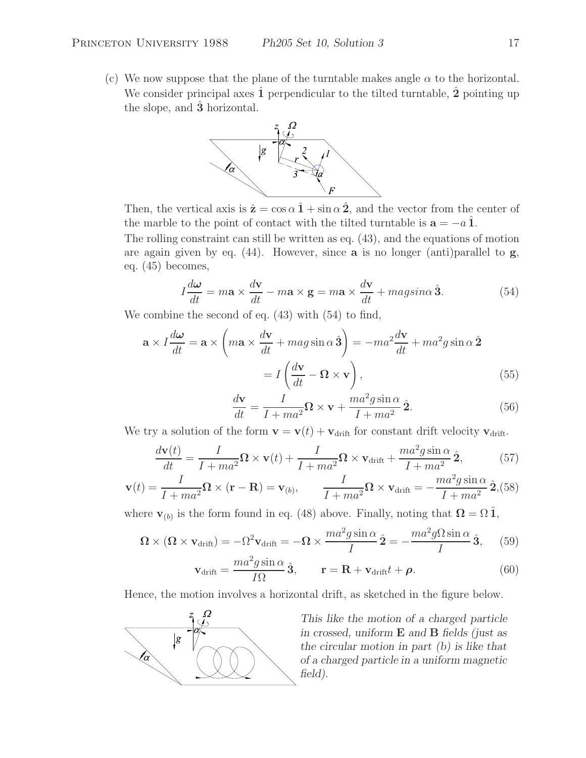(c) We now suppose that the plane of the turntable makes angle $\alpha$ to the horizontal. We consider principal axes $\hat{\mathbf{1}}$ perpendicular to the tilted turntable, $\hat{\mathbf{2}}$ pointing up the slope, and $\hat{\mathbf{3}}$ horizontal.

Then, the vertical axis is $\hat{\mathbf{z}} = \cos\alpha\,\hat{\mathbf{1}} + \sin\alpha\,\hat{\mathbf{2}}$, and the vector from the center of the marble to the point of contact with the tilted turntable is $\mathbf{a} = -a\,\hat{\mathbf{1}}$.

The rolling constraint can still be written as eq. (43), and the equations of motion are again given by eq. (44). However, since $\mathbf{a}$ is no longer (anti)parallel to $\mathbf{g}$, eq. (45) becomes,

$$I\frac{d\boldsymbol{\omega}}{dt} = m\mathbf{a} \times \frac{d\mathbf{v}}{dt} - m\mathbf{a} \times \mathbf{g} = m\mathbf{a} \times \frac{d\mathbf{v}}{dt} + magsin\alpha\,\hat{\mathbf{3}}. \tag{54}$$

We combine the second of eq. (43) with (54) to find,

$$\mathbf{a} \times I\frac{d\boldsymbol{\omega}}{dt} = \mathbf{a} \times \left( m\mathbf{a} \times \frac{d\mathbf{v}}{dt} + mag\sin\alpha\,\hat{\mathbf{3}} \right) = -ma^2\frac{d\mathbf{v}}{dt} + ma^2 g\sin\alpha\,\hat{\mathbf{2}}$$

$$= I\left(\frac{d\mathbf{v}}{dt} - \boldsymbol{\Omega} \times \mathbf{v}\right), \tag{55}$$

$$\frac{d\mathbf{v}}{dt} = \frac{I}{I + ma^2}\boldsymbol{\Omega} \times \mathbf{v} + \frac{ma^2 g\sin\alpha}{I + ma^2}\,\hat{\mathbf{2}}. \tag{56}$$

We try a solution of the form $\mathbf{v} = \mathbf{v}(t) + \mathbf{v}_{\rm drift}$ for constant drift velocity $\mathbf{v}_{\rm drift}$.

$$\frac{d\mathbf{v}(t)}{dt} = \frac{I}{I + ma^2}\boldsymbol{\Omega} \times \mathbf{v}(t) + \frac{I}{I + ma^2}\boldsymbol{\Omega} \times \mathbf{v}_{\rm drift} + \frac{ma^2 g\sin\alpha}{I + ma^2}\,\hat{\mathbf{2}}, \tag{57}$$

$$\mathbf{v}(t) = \frac{I}{I + ma^2}\boldsymbol{\Omega} \times (\mathbf{r} - \mathbf{R}) = \mathbf{v}_{(b)}, \qquad \frac{I}{I + ma^2}\boldsymbol{\Omega} \times \mathbf{v}_{\rm drift} = -\frac{ma^2 g\sin\alpha}{I + ma^2}\,\hat{\mathbf{2}}, \tag{58}$$

where $\mathbf{v}_{(b)}$ is the form found in eq. (48) above. Finally, noting that $\boldsymbol{\Omega} = \Omega\,\hat{\mathbf{1}}$,

$$\boldsymbol{\Omega} \times (\boldsymbol{\Omega} \times \mathbf{v}_{\rm drift}) = -\Omega^2\mathbf{v}_{\rm drift} = -\boldsymbol{\Omega} \times \frac{ma^2 g\sin\alpha}{I}\,\hat{\mathbf{2}} = -\frac{ma^2 g\Omega\sin\alpha}{I}\,\hat{\mathbf{3}}, \tag{59}$$

$$\mathbf{v}_{\rm drift} = \frac{ma^2 g\sin\alpha}{I\Omega}\,\hat{\mathbf{3}}, \qquad \mathbf{r} = \mathbf{R} + \mathbf{v}_{\rm drift}t + \boldsymbol{\rho}. \tag{60}$$

Hence, the motion involves a horizontal drift, as sketched in the figure below.

*This like the motion of a charged particle in crossed, uniform* $\mathbf{E}$ *and* $\mathbf{B}$ *fields (just as the circular motion in part (b) is like that of a charged particle in a uniform magnetic field).*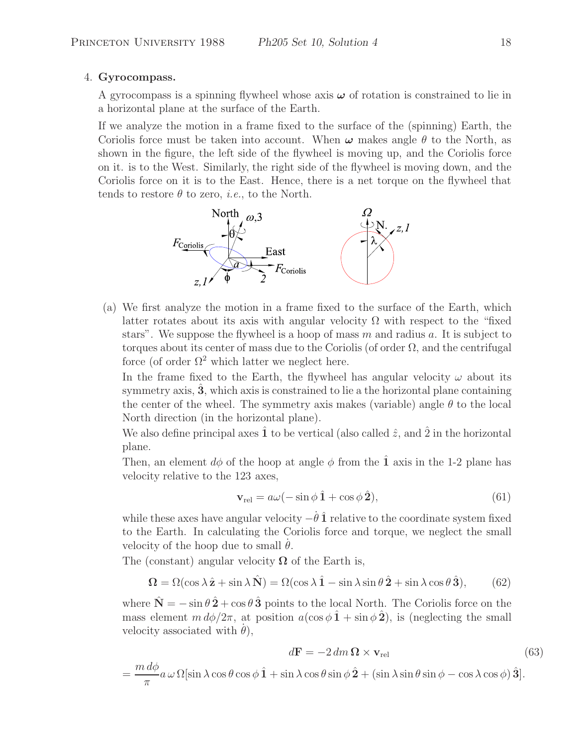4. **Gyrocompass.**

   A gyrocompass is a spinning flywheel whose axis $\boldsymbol{\omega}$ of rotation is constrained to lie in a horizontal plane at the surface of the Earth.

   If we analyze the motion in a frame fixed to the surface of the (spinning) Earth, the Coriolis force must be taken into account. When $\boldsymbol{\omega}$ makes angle $\theta$ to the North, as shown in the figure, the left side of the flywheel is moving up, and the Coriolis force on it. is to the West. Similarly, the right side of the flywheel is moving down, and the Coriolis force on it is to the East. Hence, there is a net torque on the flywheel that tends to restore $\theta$ to zero, *i.e.*, to the North.

   (a) We first analyze the motion in a frame fixed to the surface of the Earth, which latter rotates about its axis with angular velocity $\Omega$ with respect to the "fixed stars". We suppose the flywheel is a hoop of mass $m$ and radius $a$. It is subject to torques about its center of mass due to the Coriolis (of order $\Omega$, and the centrifugal force (of order $\Omega^2$ which latter we neglect here.

   In the frame fixed to the Earth, the flywheel has angular velocity $\omega$ about its symmetry axis, $\hat{\mathbf{3}}$, which axis is constrained to lie a the horizontal plane containing the center of the wheel. The symmetry axis makes (variable) angle $\theta$ to the local North direction (in the horizontal plane).

   We also define principal axes $\hat{\mathbf{1}}$ to be vertical (also called $\hat{z}$, and $\hat{2}$ in the horizontal plane.

   Then, an element $d\phi$ of the hoop at angle $\phi$ from the $\hat{\mathbf{1}}$ axis in the 1-2 plane has velocity relative to the 123 axes,

$$\mathbf{v}_{\rm rel} = a\omega(-\sin\phi\,\hat{\mathbf{1}} + \cos\phi\,\hat{\mathbf{2}}), \tag{61}$$

   while these axes have angular velocity $-\dot{\theta}\,\hat{\mathbf{1}}$ relative to the coordinate system fixed to the Earth. In calculating the Coriolis force and torque, we neglect the small velocity of the hoop due to small $\dot{\theta}$.

   The (constant) angular velocity $\boldsymbol{\Omega}$ of the Earth is,

$$\boldsymbol{\Omega} = \Omega(\cos\lambda\,\hat{\mathbf{z}} + \sin\lambda\,\hat{\mathbf{N}}) = \Omega(\cos\lambda\,\hat{\mathbf{1}} - \sin\lambda\sin\theta\,\hat{\mathbf{2}} + \sin\lambda\cos\theta\,\hat{\mathbf{3}}), \tag{62}$$

   where $\hat{\mathbf{N}} = -\sin\theta\,\hat{\mathbf{2}} + \cos\theta\,\hat{\mathbf{3}}$ points to the local North. The Coriolis force on the mass element $m\,d\phi/2\pi$, at position $a(\cos\phi\,\hat{\mathbf{1}} + \sin\phi\,\hat{\mathbf{2}})$, is (neglecting the small velocity associated with $\dot{\theta}$),

$$d\mathbf{F} = -2\,dm\,\boldsymbol{\Omega}\times\mathbf{v}_{\rm rel} \tag{63}$$

$$= \frac{m\,d\phi}{\pi}a\,\omega\,\Omega[\sin\lambda\cos\theta\cos\phi\,\hat{\mathbf{1}} + \sin\lambda\cos\theta\sin\phi\,\hat{\mathbf{2}} + (\sin\lambda\sin\theta\sin\phi - \cos\lambda\cos\phi)\,\hat{\mathbf{3}}].$$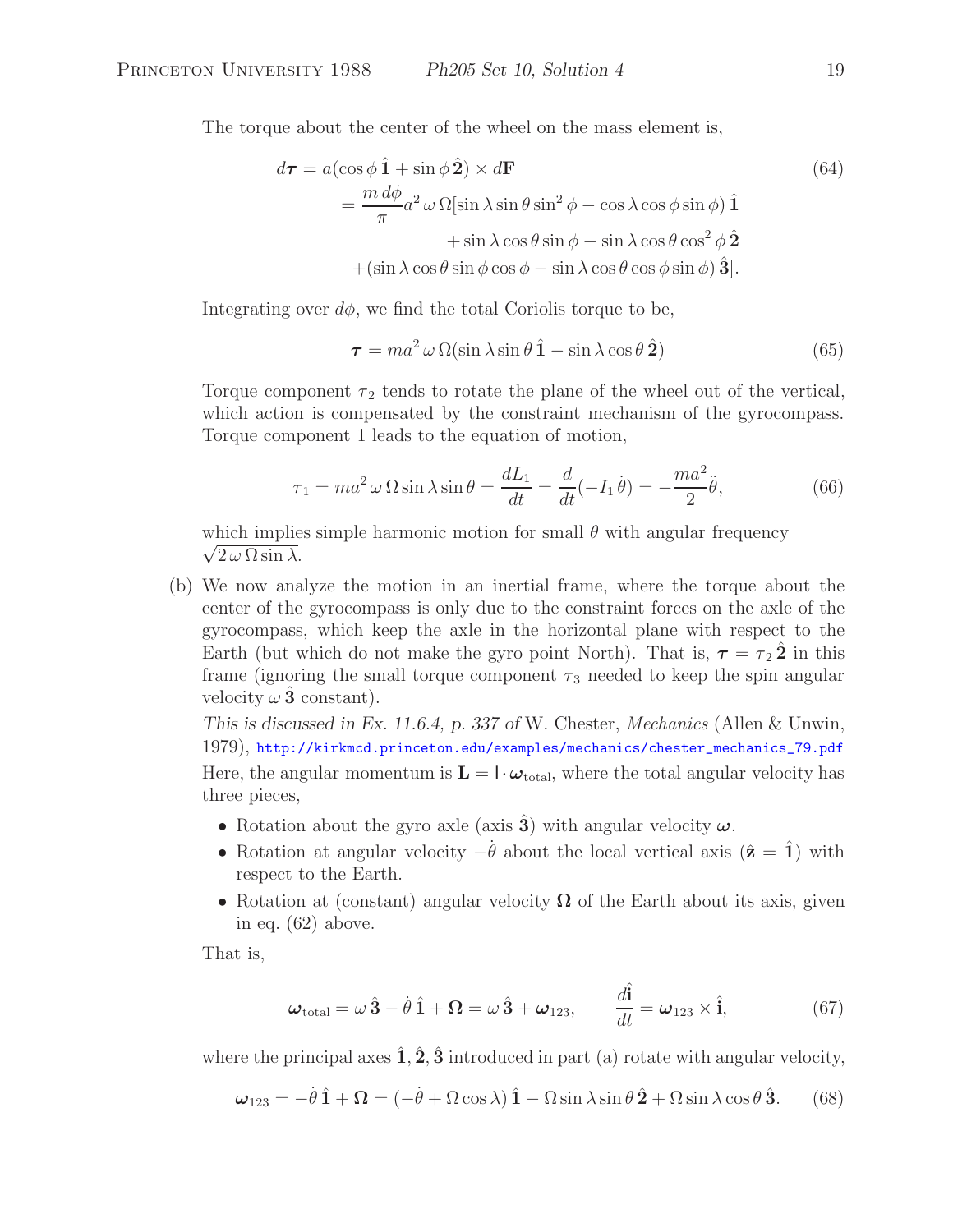The torque about the center of the wheel on the mass element is,

$$
\begin{aligned}
d\boldsymbol{\tau} &= a(\cos\phi\,\hat{\mathbf{1}} + \sin\phi\,\hat{\mathbf{2}}) \times d\mathbf{F} \\
&= \frac{m\,d\phi}{\pi} a^2\,\omega\,\Omega[\sin\lambda\sin\theta\sin^2\phi - \cos\lambda\cos\phi\sin\phi)\,\hat{\mathbf{1}} \\
&\qquad + \sin\lambda\cos\theta\sin\phi - \sin\lambda\cos\theta\cos^2\phi\,\hat{\mathbf{2}} \\
&\quad +(\sin\lambda\cos\theta\sin\phi\cos\phi - \sin\lambda\cos\theta\cos\phi\sin\phi)\,\hat{\mathbf{3}}].
\end{aligned}
\tag{64}
$$

Integrating over $d\phi$, we find the total Coriolis torque to be,

$$
\boldsymbol{\tau} = ma^2\,\omega\,\Omega(\sin\lambda\sin\theta\,\hat{\mathbf{1}} - \sin\lambda\cos\theta\,\hat{\mathbf{2}}) \tag{65}
$$

Torque component $\tau_2$ tends to rotate the plane of the wheel out of the vertical, which action is compensated by the constraint mechanism of the gyrocompass. Torque component 1 leads to the equation of motion,

$$
\tau_1 = ma^2\,\omega\,\Omega\sin\lambda\sin\theta = \frac{dL_1}{dt} = \frac{d}{dt}(-I_1\,\dot{\theta}) = -\frac{ma^2}{2}\ddot{\theta}, \tag{66}
$$

which implies simple harmonic motion for small $\theta$ with angular frequency $\sqrt{2\,\omega\,\Omega\sin\lambda}$.

(b) We now analyze the motion in an inertial frame, where the torque about the center of the gyrocompass is only due to the constraint forces on the axle of the gyrocompass, which keep the axle in the horizontal plane with respect to the Earth (but which do not make the gyro point North). That is, $\boldsymbol{\tau} = \tau_2\,\hat{\mathbf{2}}$ in this frame (ignoring the small torque component $\tau_3$ needed to keep the spin angular velocity $\omega\,\hat{\mathbf{3}}$ constant).

*This is discussed in Ex. 11.6.4, p. 337 of* W. Chester, *Mechanics* (Allen & Unwin, 1979), http://kirkmcd.princeton.edu/examples/mechanics/chester_mechanics_79.pdf

Here, the angular momentum is $\mathbf{L} = \mathsf{I}\cdot\boldsymbol{\omega}_{\rm total}$, where the total angular velocity has three pieces,

- Rotation about the gyro axle (axis $\hat{\mathbf{3}}$) with angular velocity $\boldsymbol{\omega}$.
- Rotation at angular velocity $-\dot{\theta}$ about the local vertical axis ($\hat{\mathbf{z}} = \hat{\mathbf{1}}$) with respect to the Earth.
- Rotation at (constant) angular velocity $\boldsymbol{\Omega}$ of the Earth about its axis, given in eq. (62) above.

That is,

$$
\boldsymbol{\omega}_{\rm total} = \omega\,\hat{\mathbf{3}} - \dot{\theta}\,\hat{\mathbf{1}} + \boldsymbol{\Omega} = \omega\,\hat{\mathbf{3}} + \boldsymbol{\omega}_{123}, \qquad \frac{d\hat{\mathbf{i}}}{dt} = \boldsymbol{\omega}_{123} \times \hat{\mathbf{i}}, \tag{67}
$$

where the principal axes $\hat{\mathbf{1}}, \hat{\mathbf{2}}, \hat{\mathbf{3}}$ introduced in part (a) rotate with angular velocity,

$$
\boldsymbol{\omega}_{123} = -\dot{\theta}\,\hat{\mathbf{1}} + \boldsymbol{\Omega} = (-\dot{\theta} + \Omega\cos\lambda)\,\hat{\mathbf{1}} - \Omega\sin\lambda\sin\theta\,\hat{\mathbf{2}} + \Omega\sin\lambda\cos\theta\,\hat{\mathbf{3}}. \tag{68}
$$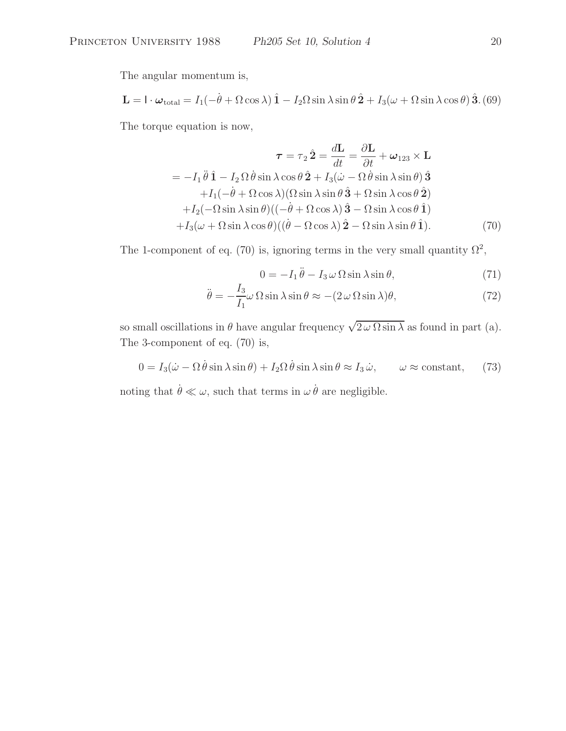The angular momentum is,

$$\mathbf{L} = \mathsf{I} \cdot \boldsymbol{\omega}_{\rm total} = I_1(-\dot\theta + \Omega\cos\lambda)\,\hat{\mathbf{1}} - I_2\Omega\sin\lambda\sin\theta\,\hat{\mathbf{2}} + I_3(\omega + \Omega\sin\lambda\cos\theta)\,\hat{\mathbf{3}}. \tag{69}$$

The torque equation is now,

$$\begin{aligned}
\boldsymbol{\tau} = \tau_2\,\hat{\mathbf{2}} = \frac{d\mathbf{L}}{dt} &= \frac{\partial \mathbf{L}}{\partial t} + \boldsymbol{\omega}_{123} \times \mathbf{L} \\
= -I_1\,\ddot\theta\,\hat{\mathbf{1}} - I_2\,\Omega\,\dot\theta\sin\lambda\cos\theta\,\hat{\mathbf{2}} &+ I_3(\dot\omega - \Omega\,\dot\theta\sin\lambda\sin\theta)\,\hat{\mathbf{3}} \\
+I_1(-\dot\theta + \Omega\cos\lambda)&(\Omega\sin\lambda\sin\theta\,\hat{\mathbf{3}} + \Omega\sin\lambda\cos\theta\,\hat{\mathbf{2}}) \\
+I_2(-\Omega\sin\lambda\sin\theta)&((-\dot\theta + \Omega\cos\lambda)\,\hat{\mathbf{3}} - \Omega\sin\lambda\cos\theta\,\hat{\mathbf{1}}) \\
+I_3(\omega + \Omega\sin\lambda\cos\theta)&((\dot\theta - \Omega\cos\lambda)\,\hat{\mathbf{2}} - \Omega\sin\lambda\sin\theta\,\hat{\mathbf{1}}).
\end{aligned} \tag{70}$$

The 1-component of eq. (70) is, ignoring terms in the very small quantity $\Omega^2$,

$$0 = -I_1\,\ddot\theta - I_3\,\omega\,\Omega\sin\lambda\sin\theta, \tag{71}$$

$$\ddot\theta = -\frac{I_3}{I_1}\omega\,\Omega\sin\lambda\sin\theta \approx -(2\,\omega\,\Omega\sin\lambda)\theta, \tag{72}$$

so small oscillations in $\theta$ have angular frequency $\sqrt{2\,\omega\,\Omega\sin\lambda}$ as found in part (a). The 3-component of eq. (70) is,

$$0 = I_3(\dot\omega - \Omega\,\dot\theta\sin\lambda\sin\theta) + I_2\Omega\,\dot\theta\sin\lambda\sin\theta \approx I_3\,\dot\omega, \qquad \omega \approx \text{constant}, \tag{73}$$

noting that $\dot\theta \ll \omega$, such that terms in $\omega\,\dot\theta$ are negligible.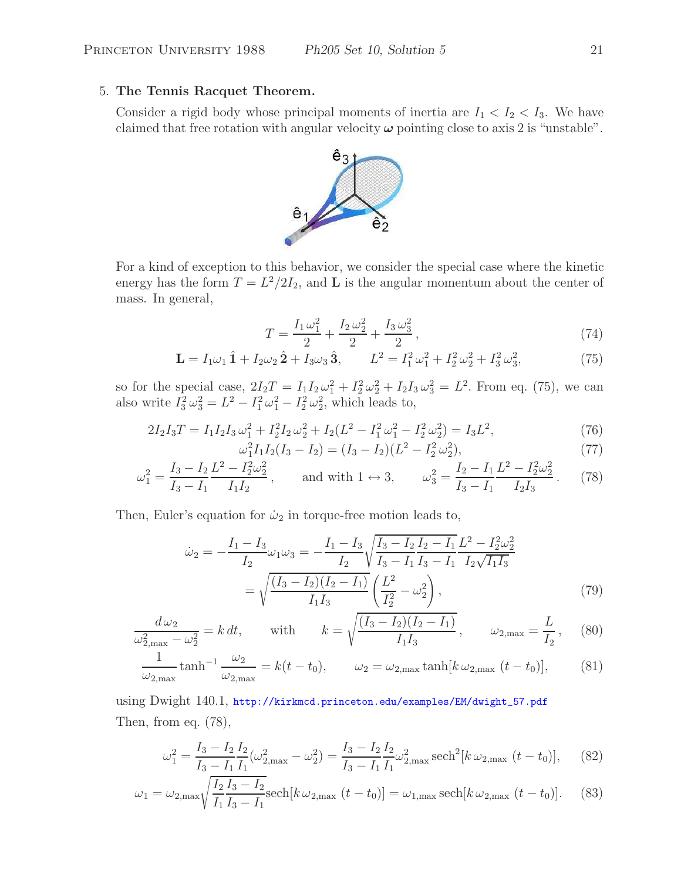5. **The Tennis Racquet Theorem.**

Consider a rigid body whose principal moments of inertia are $I_1 < I_2 < I_3$. We have claimed that free rotation with angular velocity $\boldsymbol{\omega}$ pointing close to axis 2 is "unstable".

For a kind of exception to this behavior, we consider the special case where the kinetic energy has the form $T = L^2/2I_2$, and $\mathbf{L}$ is the angular momentum about the center of mass. In general,

$$T = \frac{I_1\,\omega_1^2}{2} + \frac{I_2\,\omega_2^2}{2} + \frac{I_3\,\omega_3^2}{2}, \tag{74}$$

$$\mathbf{L} = I_1\omega_1\,\hat{\mathbf{1}} + I_2\omega_2\,\hat{\mathbf{2}} + I_3\omega_3\,\hat{\mathbf{3}}, \qquad L^2 = I_1^2\,\omega_1^2 + I_2^2\,\omega_2^2 + I_3^2\,\omega_3^2, \tag{75}$$

so for the special case, $2I_2T = I_1I_2\,\omega_1^2 + I_2^2\,\omega_2^2 + I_2I_3\,\omega_3^2 = L^2$. From eq. (75), we can also write $I_3^2\,\omega_3^2 = L^2 - I_1^2\,\omega_1^2 - I_2^2\,\omega_2^2$, which leads to,

$$2I_2I_3T = I_1I_2I_3\,\omega_1^2 + I_2^2I_2\,\omega_2^2 + I_2(L^2 - I_1^2\,\omega_1^2 - I_2^2\,\omega_2^2) = I_3L^2, \tag{76}$$

$$\omega_1^2 I_1I_2(I_3 - I_2) = (I_3 - I_2)(L^2 - I_2^2\,\omega_2^2), \tag{77}$$

$$\omega_1^2 = \frac{I_3 - I_2}{I_3 - I_1}\frac{L^2 - I_2^2\omega_2^2}{I_1I_2}, \qquad \text{and with } 1 \leftrightarrow 3, \qquad \omega_3^2 = \frac{I_2 - I_1}{I_3 - I_1}\frac{L^2 - I_2^2\omega_2^2}{I_2I_3}. \tag{78}$$

Then, Euler's equation for $\dot{\omega}_2$ in torque-free motion leads to,

$$\dot{\omega}_2 = -\frac{I_1 - I_3}{I_2}\omega_1\omega_3 = -\frac{I_1 - I_3}{I_2}\sqrt{\frac{I_3 - I_2}{I_3 - I_1}\frac{I_2 - I_1}{I_3 - I_1}}\frac{L^2 - I_2^2\omega_2^2}{I_2\sqrt{I_1I_3}}$$

$$= \sqrt{\frac{(I_3 - I_2)(I_2 - I_1)}{I_1I_3}}\left(\frac{L^2}{I_2^2} - \omega_2^2\right), \tag{79}$$

$$\frac{d\,\omega_2}{\omega_{2,\max}^2 - \omega_2^2} = k\,dt, \qquad \text{with} \qquad k = \sqrt{\frac{(I_3 - I_2)(I_2 - I_1)}{I_1I_3}}, \qquad \omega_{2,\max} = \frac{L}{I_2}, \tag{80}$$

$$\frac{1}{\omega_{2,\max}}\tanh^{-1}\frac{\omega_2}{\omega_{2,\max}} = k(t - t_0), \qquad \omega_2 = \omega_{2,\max}\tanh[k\,\omega_{2,\max}\,(t - t_0)], \tag{81}$$

using Dwight 140.1, http://kirkmcd.princeton.edu/examples/EM/dwight_57.pdf

Then, from eq. (78),

$$\omega_1^2 = \frac{I_3 - I_2}{I_3 - I_1}\frac{I_2}{I_1}(\omega_{2,\max}^2 - \omega_2^2) = \frac{I_3 - I_2}{I_3 - I_1}\frac{I_2}{I_1}\omega_{2,\max}^2\,\text{sech}^2[k\,\omega_{2,\max}\,(t - t_0)], \tag{82}$$

$$\omega_1 = \omega_{2,\max}\sqrt{\frac{I_2}{I_1}\frac{I_3 - I_2}{I_3 - I_1}}\text{sech}[k\,\omega_{2,\max}\,(t - t_0)] = \omega_{1,\max}\,\text{sech}[k\,\omega_{2,\max}\,(t - t_0)]. \tag{83}$$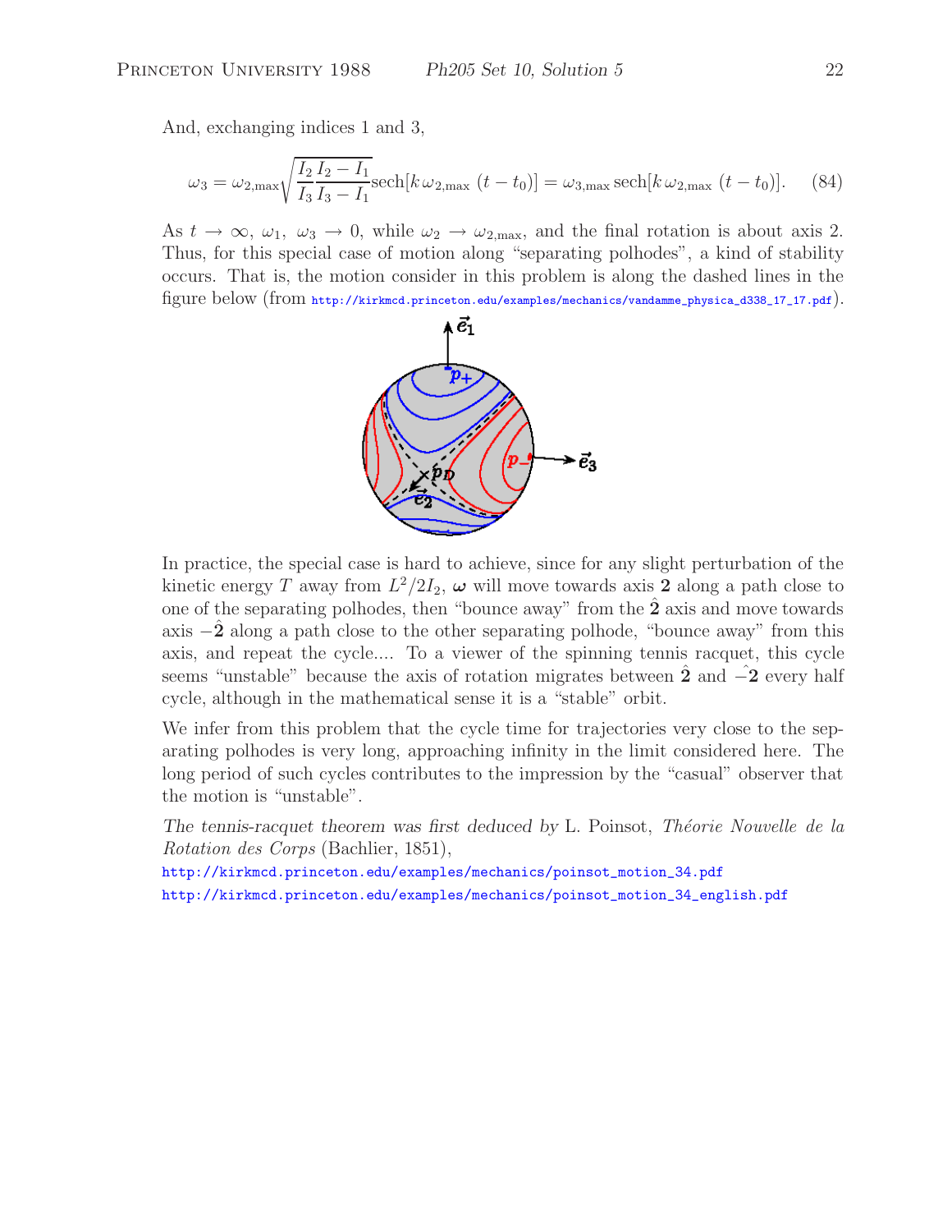And, exchanging indices 1 and 3,

$$\omega_3 = \omega_{2,\max}\sqrt{\frac{I_2}{I_3}\frac{I_2 - I_1}{I_3 - I_1}}\,\mathrm{sech}[k\,\omega_{2,\max}\,(t - t_0)] = \omega_{3,\max}\,\mathrm{sech}[k\,\omega_{2,\max}\,(t - t_0)]. \tag{84}$$

As $t \to \infty$, $\omega_1$, $\omega_3 \to 0$, while $\omega_2 \to \omega_{2,\max}$, and the final rotation is about axis 2. Thus, for this special case of motion along "separating polhodes", a kind of stability occurs. That is, the motion consider in this problem is along the dashed lines in the figure below (from http://kirkmcd.princeton.edu/examples/mechanics/vandamme_physica_d338_17_17.pdf).

$\vec{e}_1$

$p_+$

$p_-$

$\vec{e}_3$

$p_D$

$\vec{e}_2$

In practice, the special case is hard to achieve, since for any slight perturbation of the kinetic energy $T$ away from $L^2/2I_2$, $\boldsymbol{\omega}$ will move towards axis **2** along a path close to one of the separating polhodes, then "bounce away" from the $\hat{\mathbf{2}}$ axis and move towards axis $-\hat{\mathbf{2}}$ along a path close to the other separating polhode, "bounce away" from this axis, and repeat the cycle.... To a viewer of the spinning tennis racquet, this cycle seems "unstable" because the axis of rotation migrates between $\hat{\mathbf{2}}$ and $-\hat{\mathbf{2}}$ every half cycle, although in the mathematical sense it is a "stable" orbit.

We infer from this problem that the cycle time for trajectories very close to the separating polhodes is very long, approaching infinity in the limit considered here. The long period of such cycles contributes to the impression by the "casual" observer that the motion is "unstable".

*The tennis-racquet theorem was first deduced by* L. Poinsot, *Théorie Nouvelle de la Rotation des Corps* (Bachlier, 1851),

http://kirkmcd.princeton.edu/examples/mechanics/poinsot_motion_34.pdf

http://kirkmcd.princeton.edu/examples/mechanics/poinsot_motion_34_english.pdf